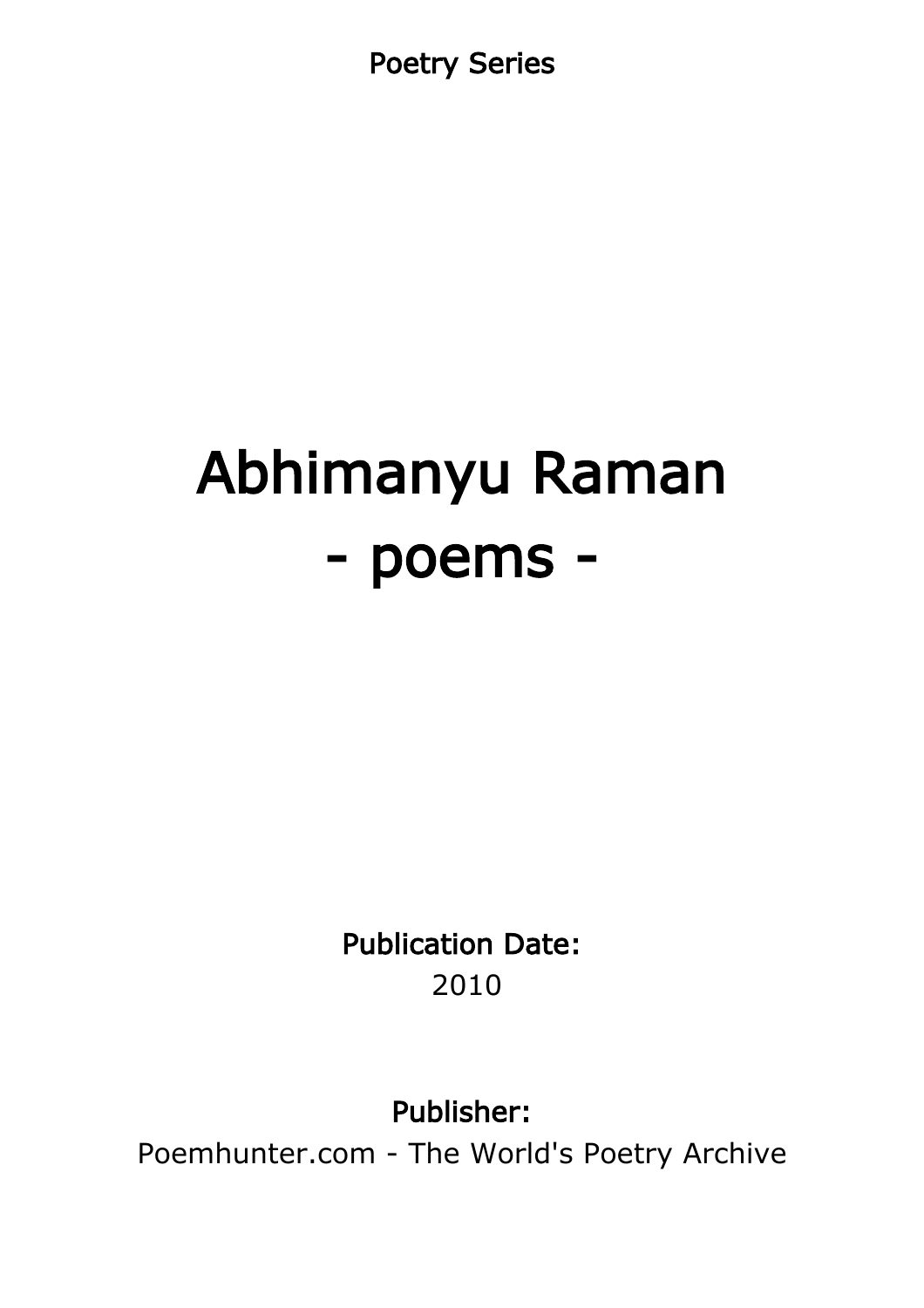Poetry Series

# Abhimanyu Raman
# - poems -

**Publication Date:**
2010

**Publisher:**
Poemhunter.com - The World's Poetry Archive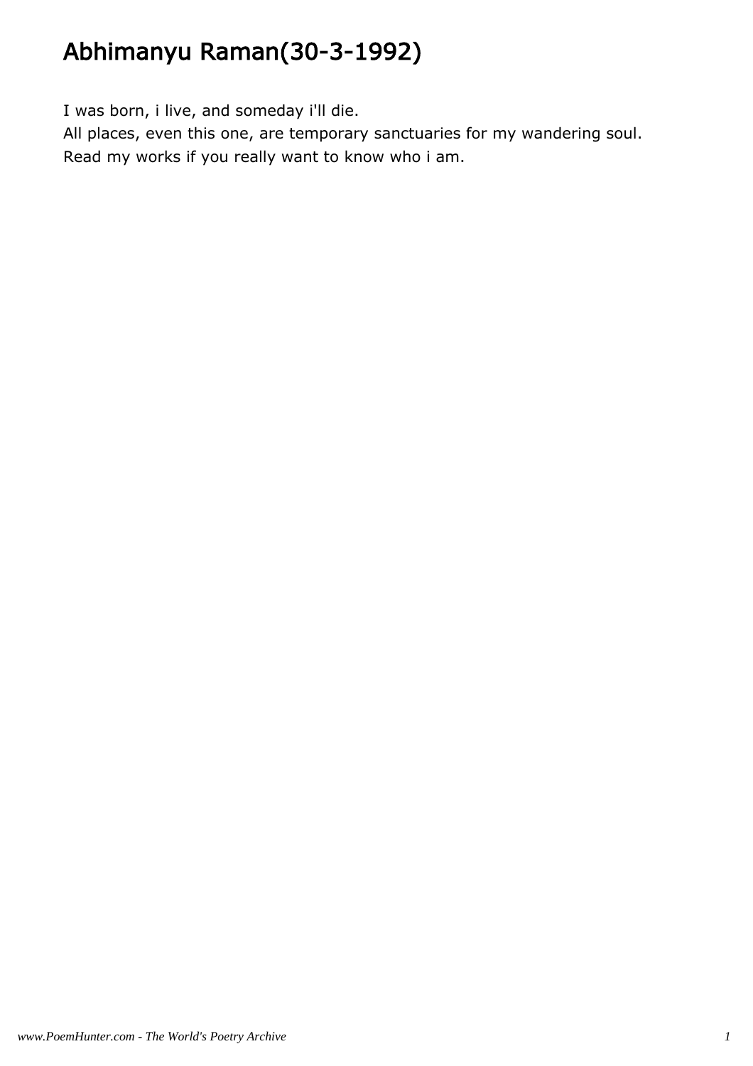# Abhimanyu Raman(30-3-1992)

I was born, i live, and someday i'll die.
All places, even this one, are temporary sanctuaries for my wandering soul.
Read my works if you really want to know who i am.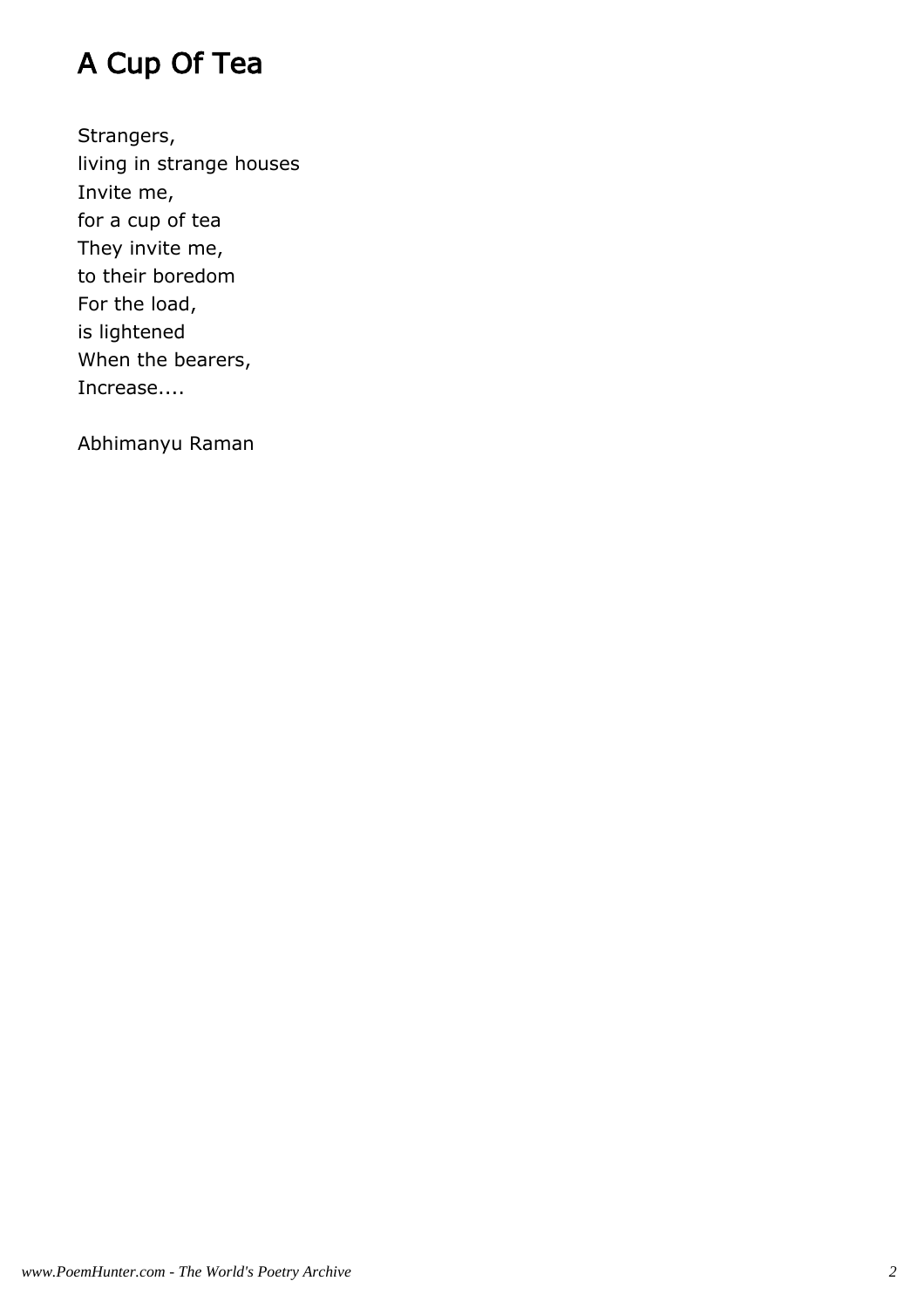# A Cup Of Tea

Strangers,  
living in strange houses  
Invite me,  
for a cup of tea  
They invite me,  
to their boredom  
For the load,  
is lightened  
When the bearers,  
Increase....

Abhimanyu Raman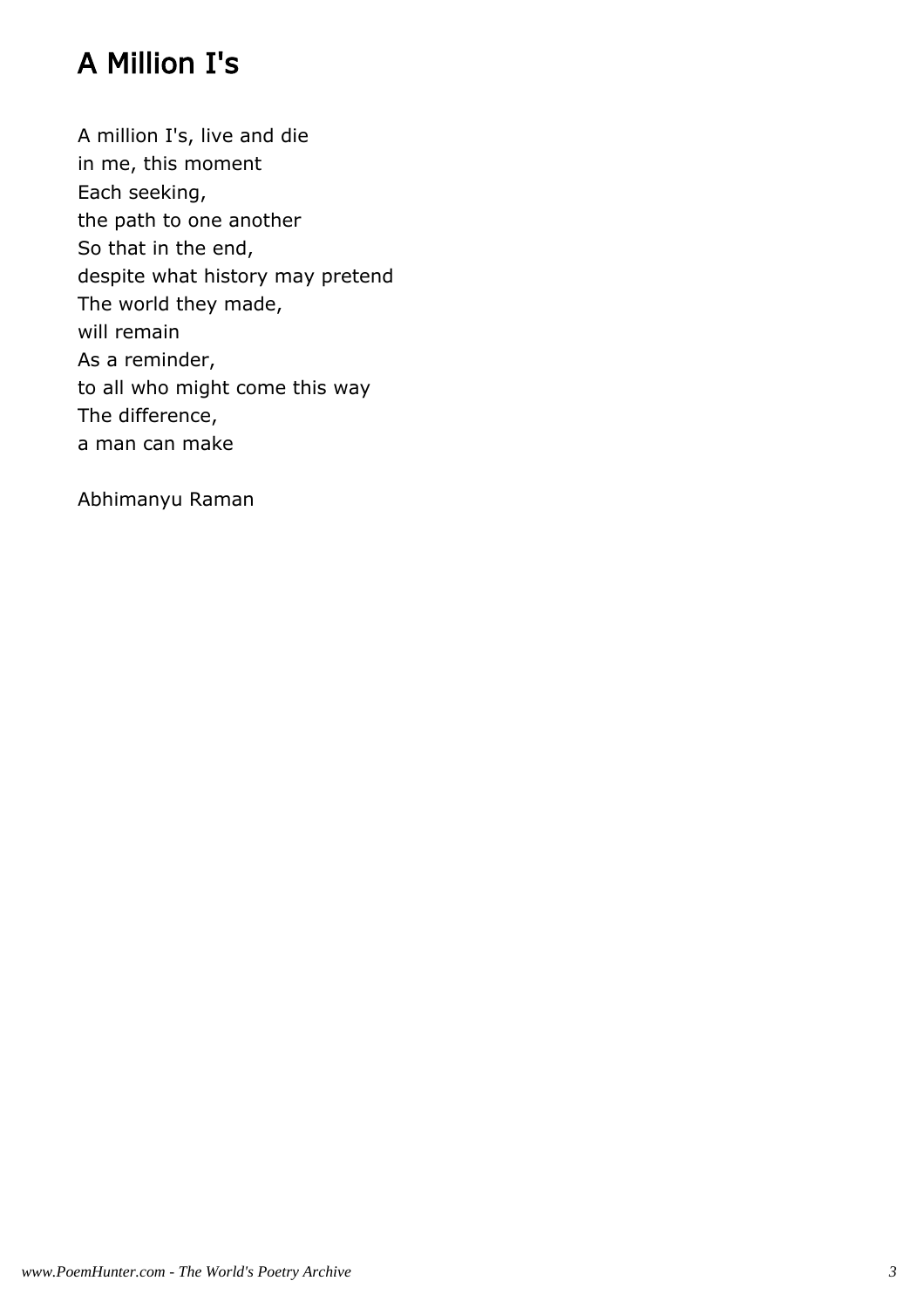# A Million I's

A million I's, live and die  
in me, this moment  
Each seeking,  
the path to one another  
So that in the end,  
despite what history may pretend  
The world they made,  
will remain  
As a reminder,  
to all who might come this way  
The difference,  
a man can make

Abhimanyu Raman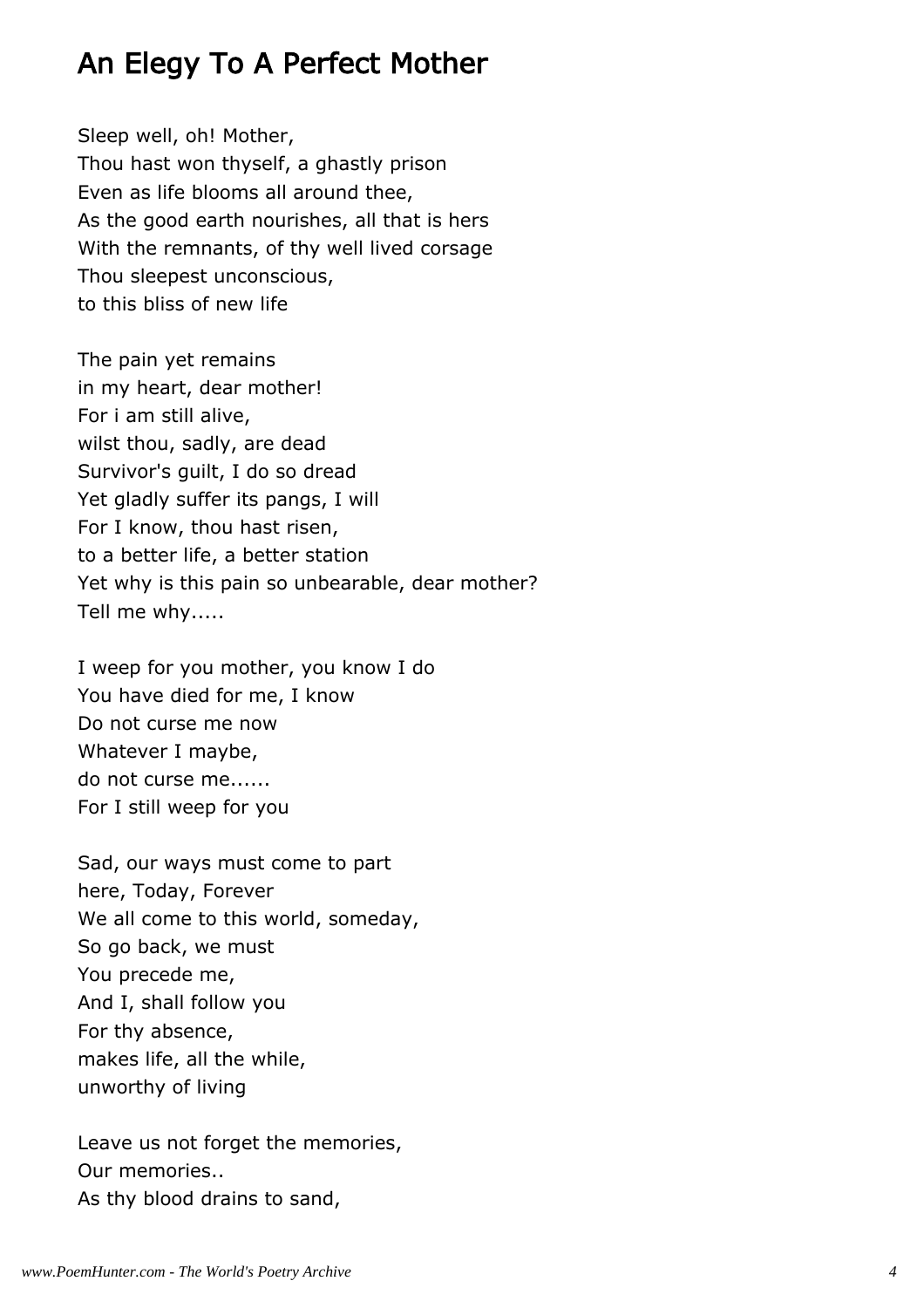## An Elegy To A Perfect Mother

Sleep well, oh! Mother,
Thou hast won thyself, a ghastly prison
Even as life blooms all around thee,
As the good earth nourishes, all that is hers
With the remnants, of thy well lived corsage
Thou sleepest unconscious,
to this bliss of new life

The pain yet remains
in my heart, dear mother!
For i am still alive,
wilst thou, sadly, are dead
Survivor's guilt, I do so dread
Yet gladly suffer its pangs, I will
For I know, thou hast risen,
to a better life, a better station
Yet why is this pain so unbearable, dear mother?
Tell me why.....

I weep for you mother, you know I do
You have died for me, I know
Do not curse me now
Whatever I maybe,
do not curse me......
For I still weep for you

Sad, our ways must come to part
here, Today, Forever
We all come to this world, someday,
So go back, we must
You precede me,
And I, shall follow you
For thy absence,
makes life, all the while,
unworthy of living

Leave us not forget the memories,
Our memories..
As thy blood drains to sand,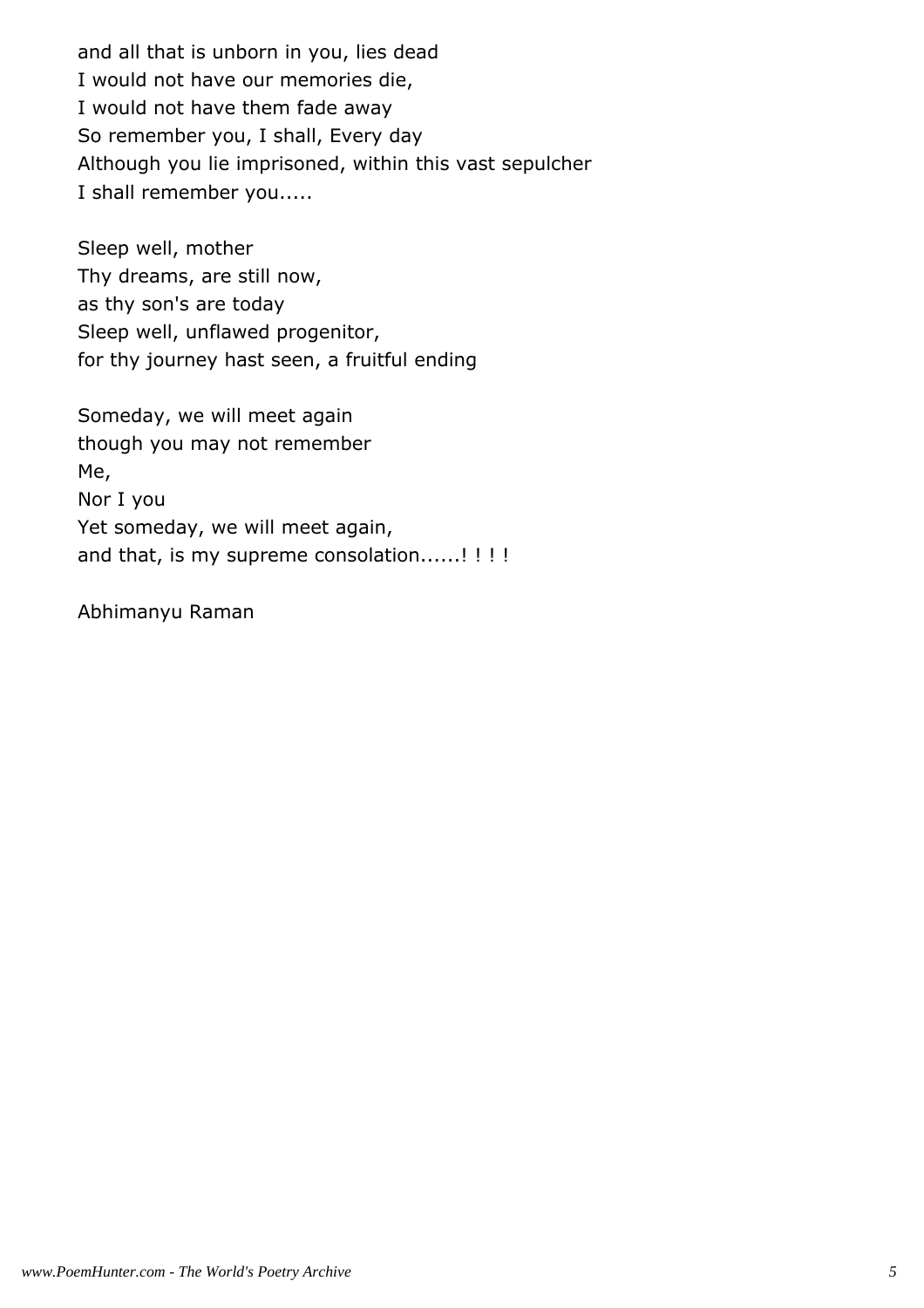and all that is unborn in you, lies dead
I would not have our memories die,
I would not have them fade away
So remember you, I shall, Every day
Although you lie imprisoned, within this vast sepulcher
I shall remember you.....

Sleep well, mother
Thy dreams, are still now,
as thy son's are today
Sleep well, unflawed progenitor,
for thy journey hast seen, a fruitful ending

Someday, we will meet again
though you may not remember
Me,
Nor I you
Yet someday, we will meet again,
and that, is my supreme consolation......! ! ! !

Abhimanyu Raman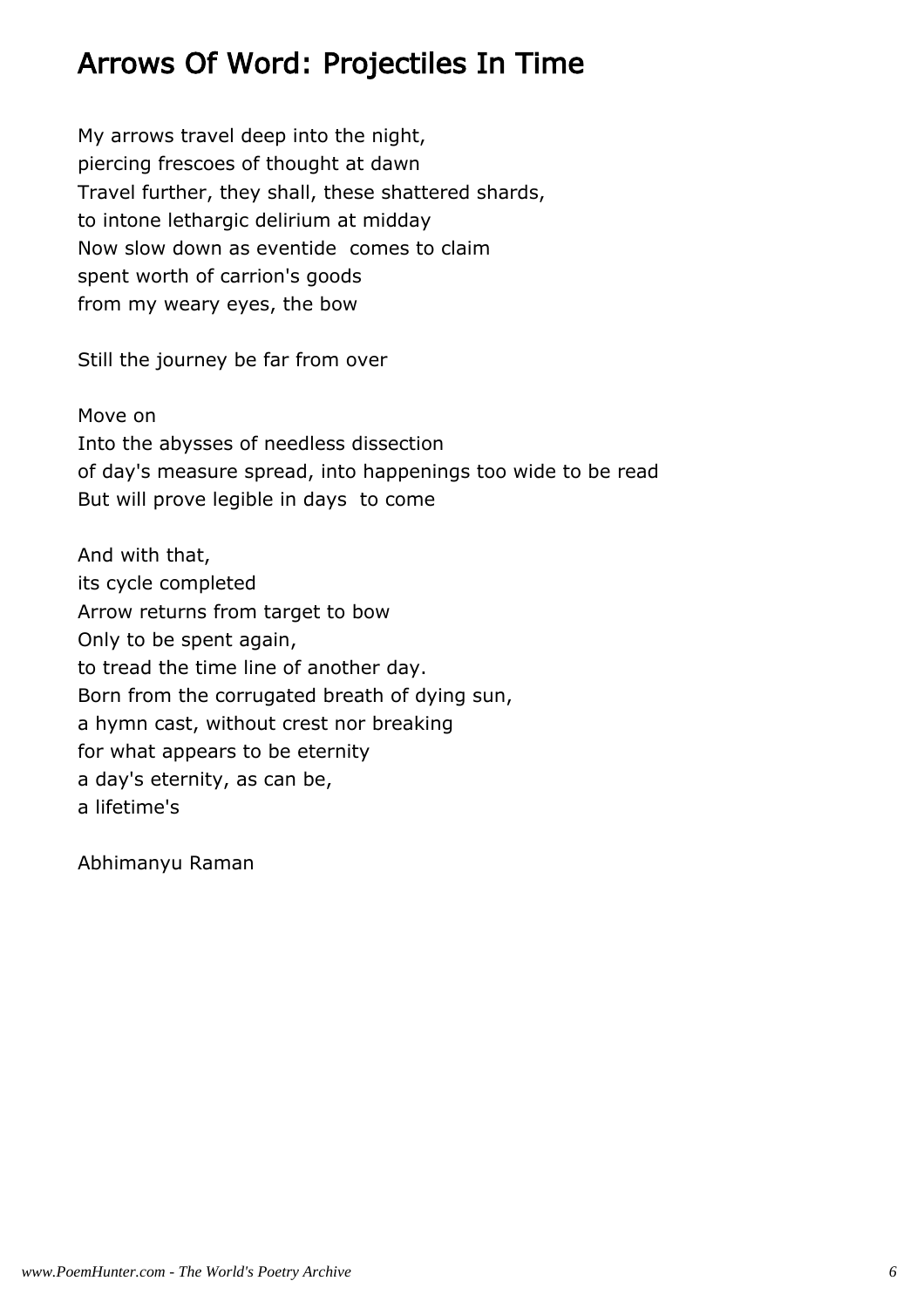## Arrows Of Word: Projectiles In Time

My arrows travel deep into the night,
piercing frescoes of thought at dawn
Travel further, they shall, these shattered shards,
to intone lethargic delirium at midday
Now slow down as eventide comes to claim
spent worth of carrion's goods
from my weary eyes, the bow

Still the journey be far from over

Move on
Into the abysses of needless dissection
of day's measure spread, into happenings too wide to be read
But will prove legible in days to come

And with that,
its cycle completed
Arrow returns from target to bow
Only to be spent again,
to tread the time line of another day.
Born from the corrugated breath of dying sun,
a hymn cast, without crest nor breaking
for what appears to be eternity
a day's eternity, as can be,
a lifetime's

Abhimanyu Raman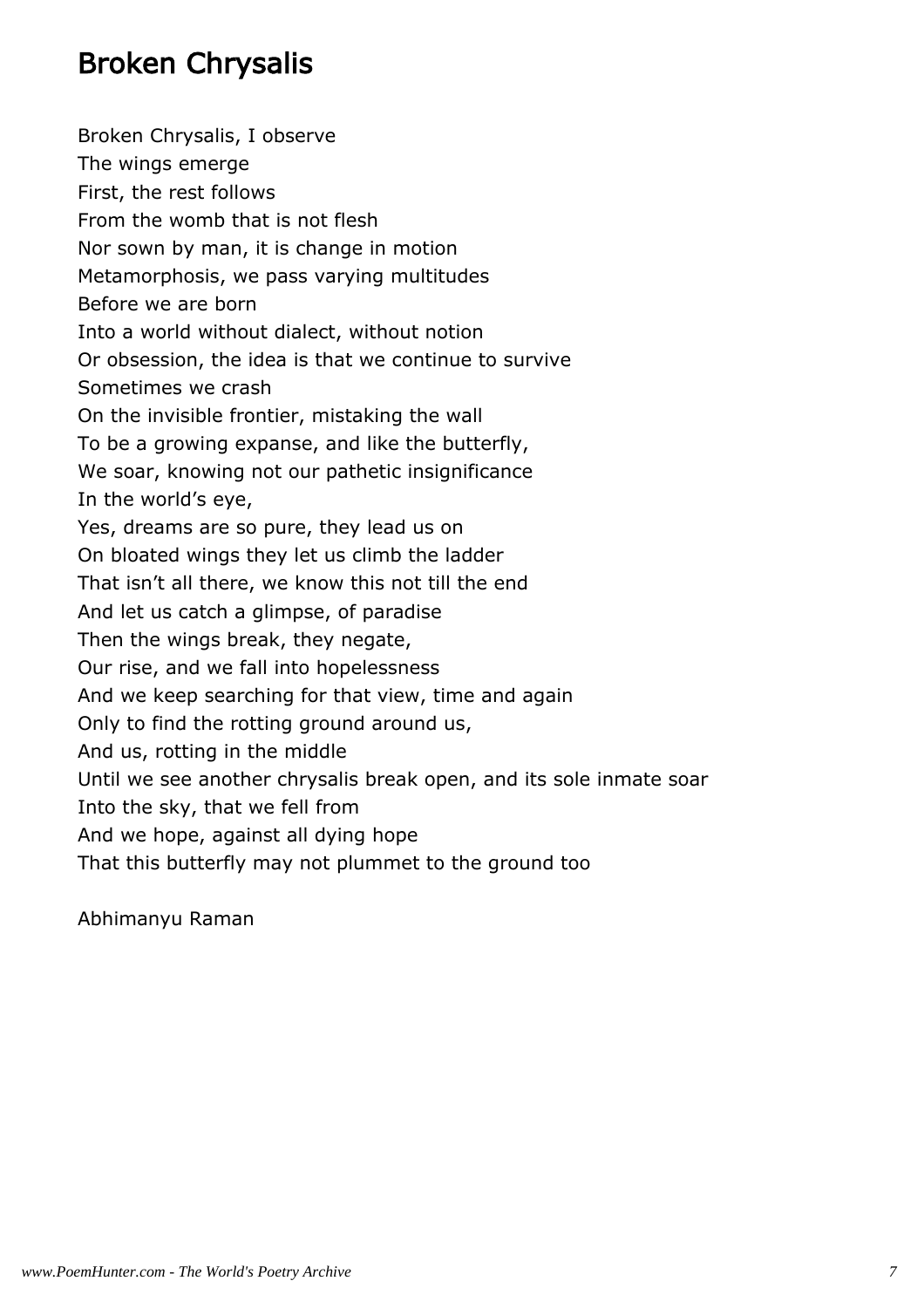# Broken Chrysalis

Broken Chrysalis, I observe  
The wings emerge  
First, the rest follows  
From the womb that is not flesh  
Nor sown by man, it is change in motion  
Metamorphosis, we pass varying multitudes  
Before we are born  
Into a world without dialect, without notion  
Or obsession, the idea is that we continue to survive  
Sometimes we crash  
On the invisible frontier, mistaking the wall  
To be a growing expanse, and like the butterfly,  
We soar, knowing not our pathetic insignificance  
In the world's eye,  
Yes, dreams are so pure, they lead us on  
On bloated wings they let us climb the ladder  
That isn't all there, we know this not till the end  
And let us catch a glimpse, of paradise  
Then the wings break, they negate,  
Our rise, and we fall into hopelessness  
And we keep searching for that view, time and again  
Only to find the rotting ground around us,  
And us, rotting in the middle  
Until we see another chrysalis break open, and its sole inmate soar  
Into the sky, that we fell from  
And we hope, against all dying hope  
That this butterfly may not plummet to the ground too

Abhimanyu Raman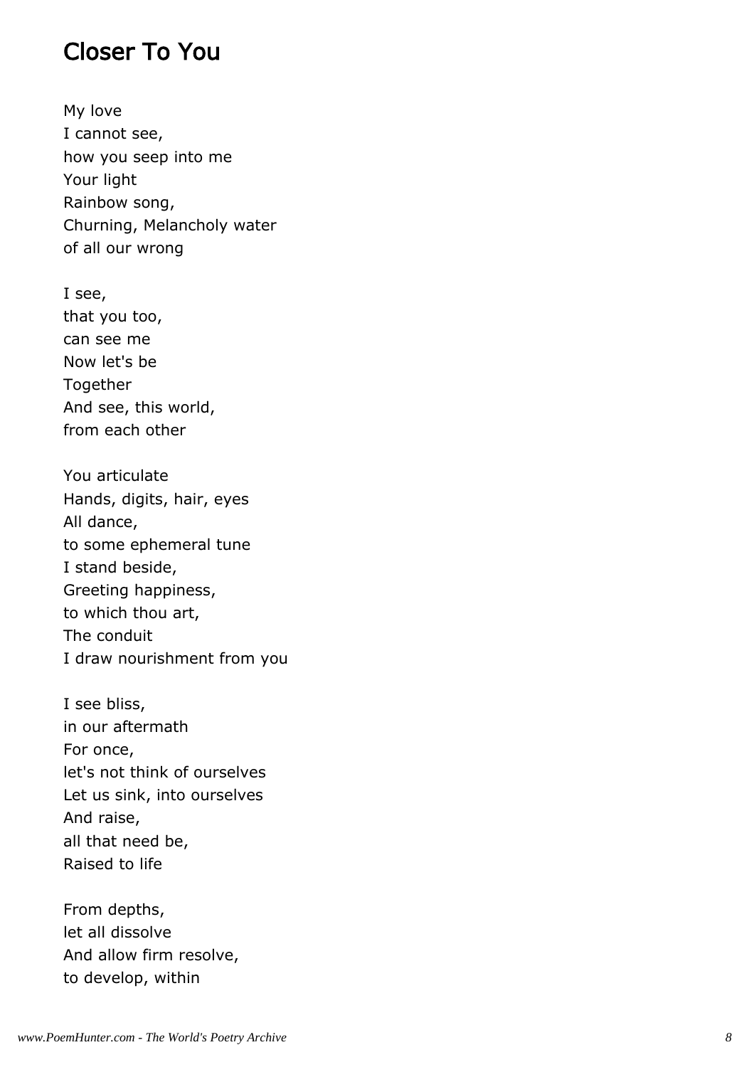## Closer To You

My love
I cannot see,
how you seep into me
Your light
Rainbow song,
Churning, Melancholy water
of all our wrong

I see,
that you too,
can see me
Now let's be
Together
And see, this world,
from each other

You articulate
Hands, digits, hair, eyes
All dance,
to some ephemeral tune
I stand beside,
Greeting happiness,
to which thou art,
The conduit
I draw nourishment from you

I see bliss,
in our aftermath
For once,
let's not think of ourselves
Let us sink, into ourselves
And raise,
all that need be,
Raised to life

From depths,
let all dissolve
And allow firm resolve,
to develop, within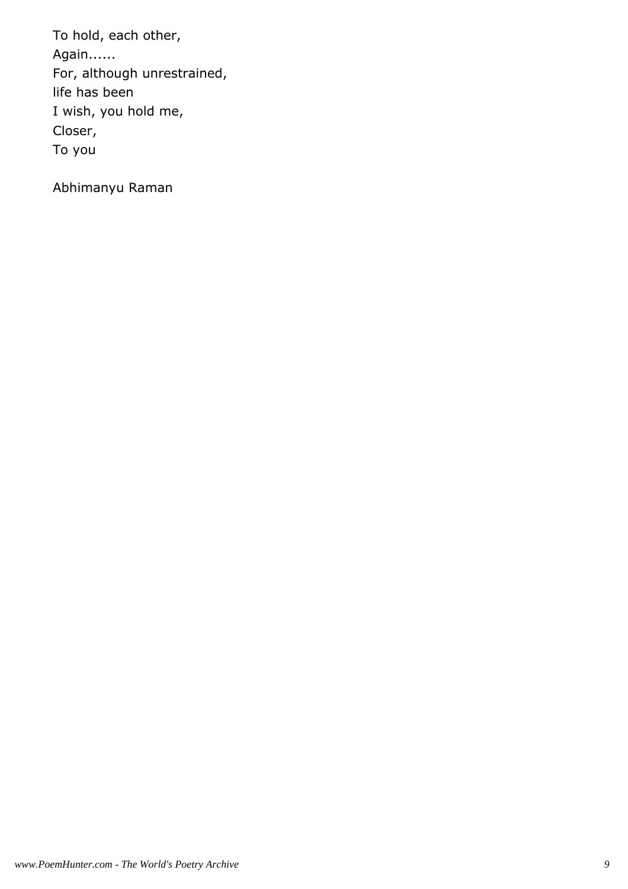To hold, each other,  
Again......  
For, although unrestrained,  
life has been  
I wish, you hold me,  
Closer,  
To you

Abhimanyu Raman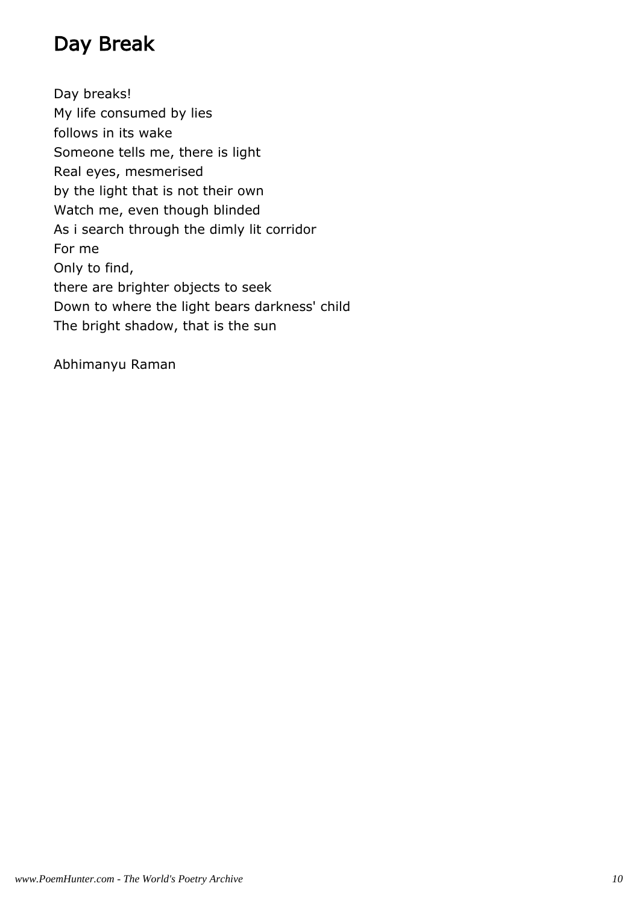# Day Break

Day breaks!
My life consumed by lies
follows in its wake
Someone tells me, there is light
Real eyes, mesmerised
by the light that is not their own
Watch me, even though blinded
As i search through the dimly lit corridor
For me
Only to find,
there are brighter objects to seek
Down to where the light bears darkness' child
The bright shadow, that is the sun

Abhimanyu Raman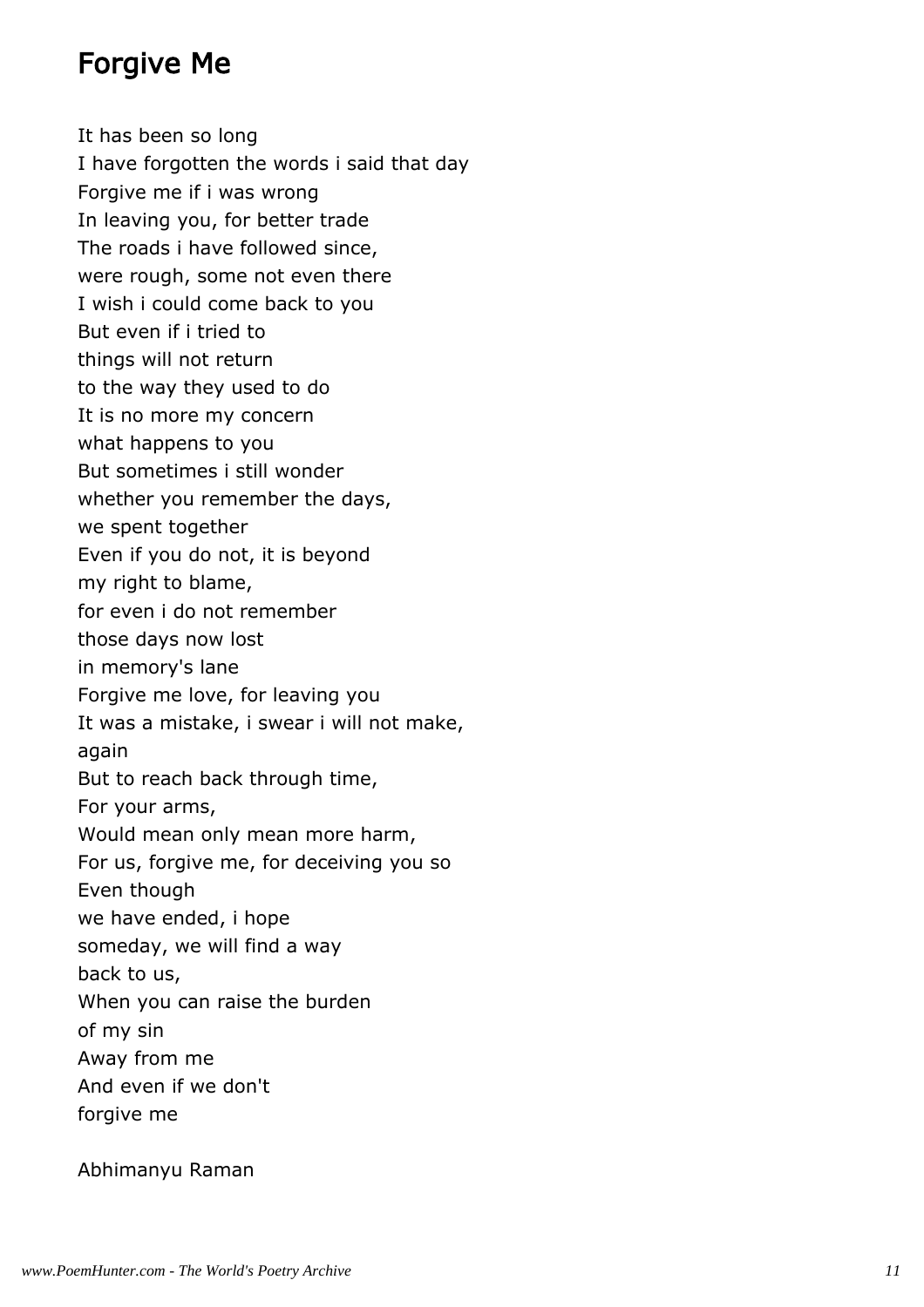## Forgive Me

It has been so long  
I have forgotten the words i said that day  
Forgive me if i was wrong  
In leaving you, for better trade  
The roads i have followed since,  
were rough, some not even there  
I wish i could come back to you  
But even if i tried to  
things will not return  
to the way they used to do  
It is no more my concern  
what happens to you  
But sometimes i still wonder  
whether you remember the days,  
we spent together  
Even if you do not, it is beyond  
my right to blame,  
for even i do not remember  
those days now lost  
in memory's lane  
Forgive me love, for leaving you  
It was a mistake, i swear i will not make,  
again  
But to reach back through time,  
For your arms,  
Would mean only mean more harm,  
For us, forgive me, for deceiving you so  
Even though  
we have ended, i hope  
someday, we will find a way  
back to us,  
When you can raise the burden  
of my sin  
Away from me  
And even if we don't  
forgive me

Abhimanyu Raman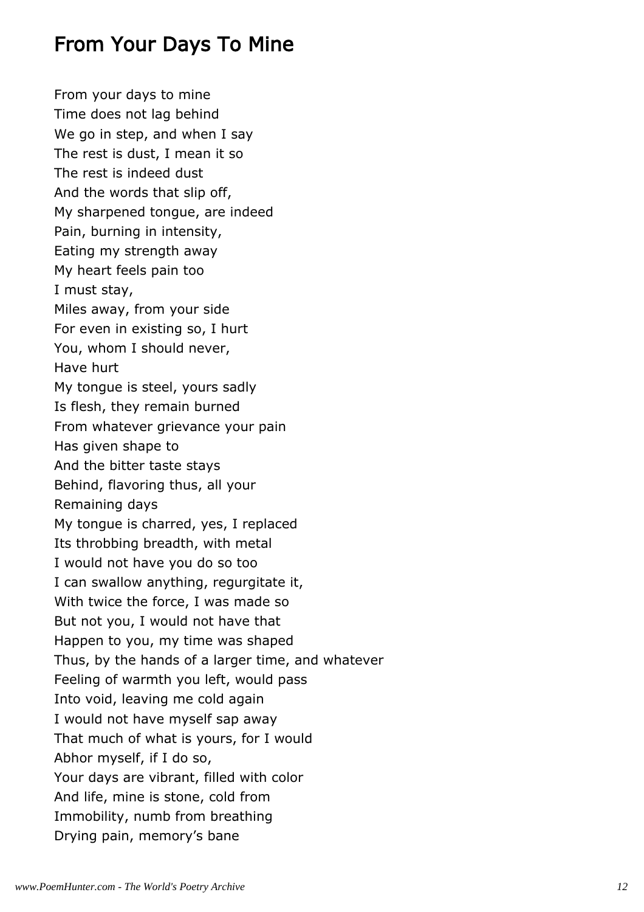## From Your Days To Mine

From your days to mine  
Time does not lag behind  
We go in step, and when I say  
The rest is dust, I mean it so  
The rest is indeed dust  
And the words that slip off,  
My sharpened tongue, are indeed  
Pain, burning in intensity,  
Eating my strength away  
My heart feels pain too  
I must stay,  
Miles away, from your side  
For even in existing so, I hurt  
You, whom I should never,  
Have hurt  
My tongue is steel, yours sadly  
Is flesh, they remain burned  
From whatever grievance your pain  
Has given shape to  
And the bitter taste stays  
Behind, flavoring thus, all your  
Remaining days  
My tongue is charred, yes, I replaced  
Its throbbing breadth, with metal  
I would not have you do so too  
I can swallow anything, regurgitate it,  
With twice the force, I was made so  
But not you, I would not have that  
Happen to you, my time was shaped  
Thus, by the hands of a larger time, and whatever  
Feeling of warmth you left, would pass  
Into void, leaving me cold again  
I would not have myself sap away  
That much of what is yours, for I would  
Abhor myself, if I do so,  
Your days are vibrant, filled with color  
And life, mine is stone, cold from  
Immobility, numb from breathing  
Drying pain, memory’s bane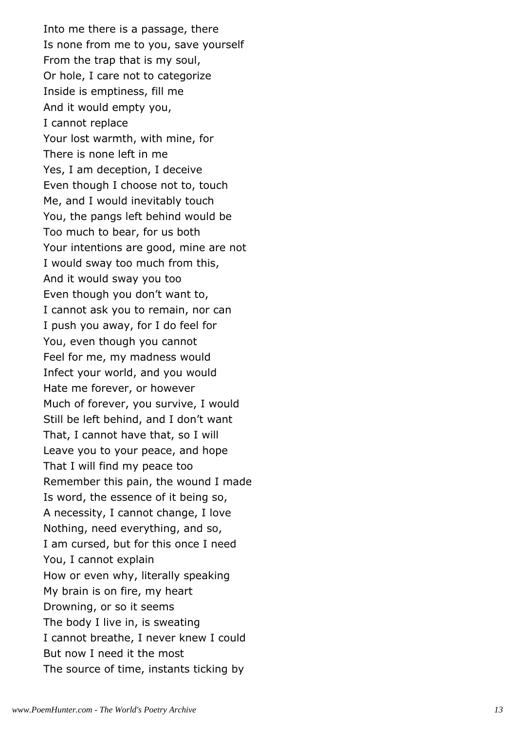Into me there is a passage, there
Is none from me to you, save yourself
From the trap that is my soul,
Or hole, I care not to categorize
Inside is emptiness, fill me
And it would empty you,
I cannot replace
Your lost warmth, with mine, for
There is none left in me
Yes, I am deception, I deceive
Even though I choose not to, touch
Me, and I would inevitably touch
You, the pangs left behind would be
Too much to bear, for us both
Your intentions are good, mine are not
I would sway too much from this,
And it would sway you too
Even though you don't want to,
I cannot ask you to remain, nor can
I push you away, for I do feel for
You, even though you cannot
Feel for me, my madness would
Infect your world, and you would
Hate me forever, or however
Much of forever, you survive, I would
Still be left behind, and I don't want
That, I cannot have that, so I will
Leave you to your peace, and hope
That I will find my peace too
Remember this pain, the wound I made
Is word, the essence of it being so,
A necessity, I cannot change, I love
Nothing, need everything, and so,
I am cursed, but for this once I need
You, I cannot explain
How or even why, literally speaking
My brain is on fire, my heart
Drowning, or so it seems
The body I live in, is sweating
I cannot breathe, I never knew I could
But now I need it the most
The source of time, instants ticking by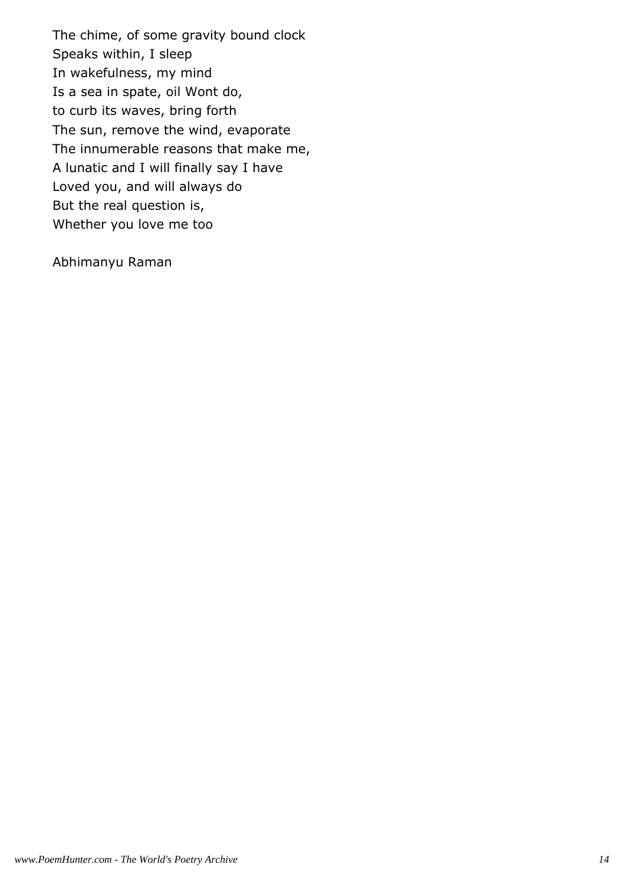The chime, of some gravity bound clock  
Speaks within, I sleep  
In wakefulness, my mind  
Is a sea in spate, oil Wont do,  
to curb its waves, bring forth  
The sun, remove the wind, evaporate  
The innumerable reasons that make me,  
A lunatic and I will finally say I have  
Loved you, and will always do  
But the real question is,  
Whether you love me too

Abhimanyu Raman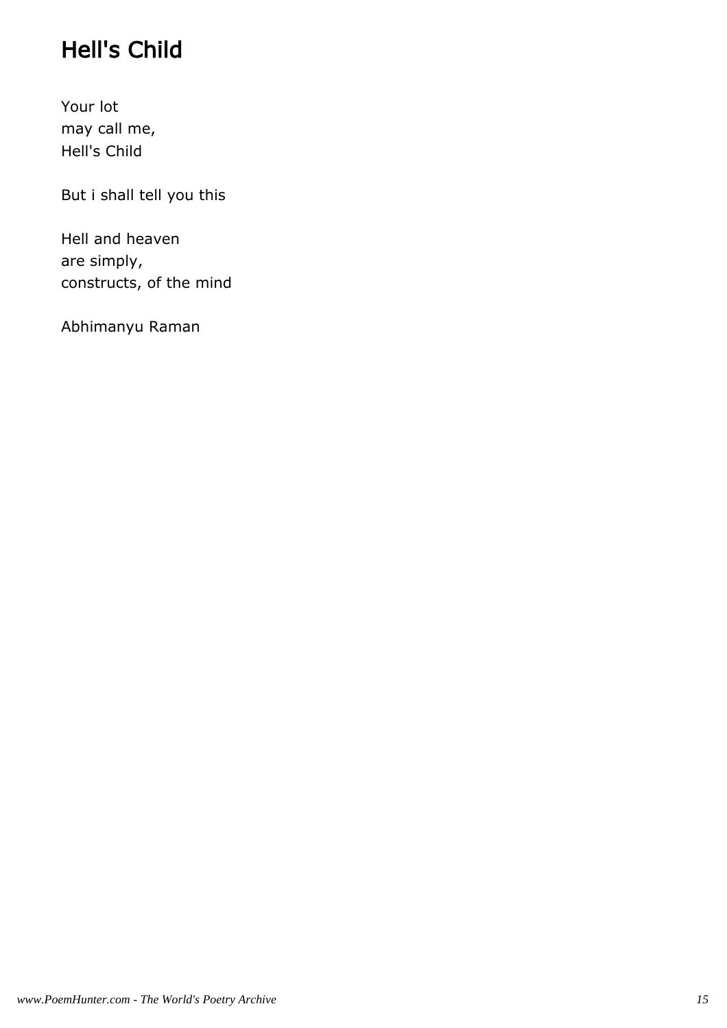## Hell's Child

Your lot
may call me,
Hell's Child

But i shall tell you this

Hell and heaven
are simply,
constructs, of the mind

Abhimanyu Raman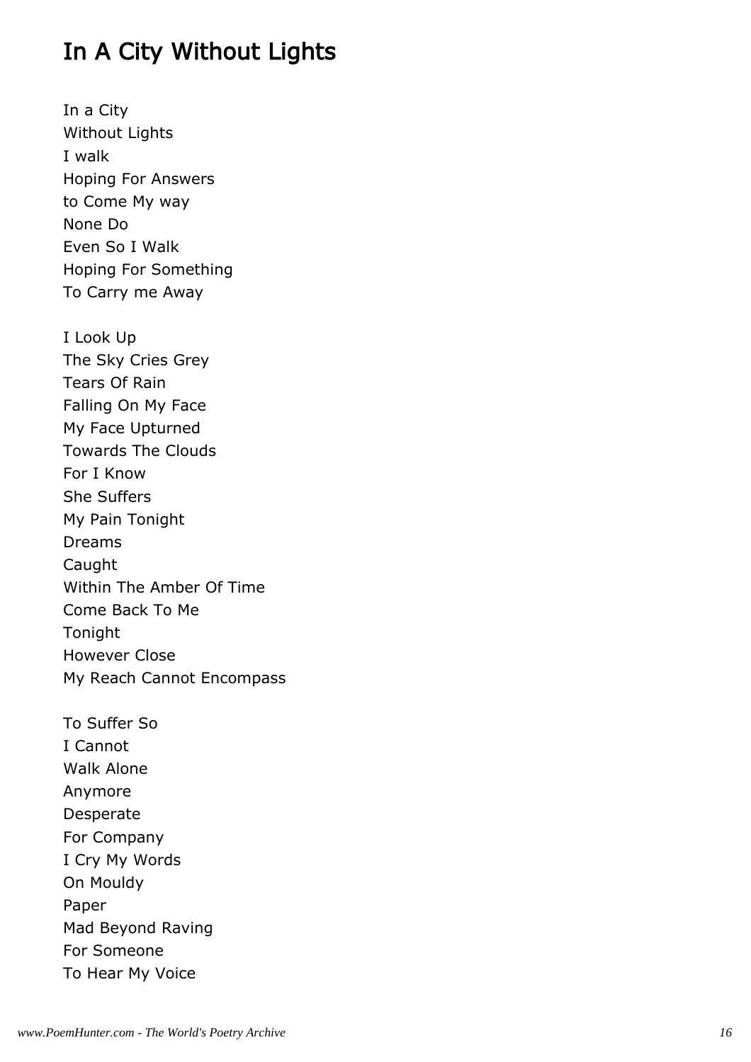# In A City Without Lights

In a City  
Without Lights  
I walk  
Hoping For Answers  
to Come My way  
None Do  
Even So I Walk  
Hoping For Something  
To Carry me Away

I Look Up  
The Sky Cries Grey  
Tears Of Rain  
Falling On My Face  
My Face Upturned  
Towards The Clouds  
For I Know  
She Suffers  
My Pain Tonight  
Dreams  
Caught  
Within The Amber Of Time  
Come Back To Me  
Tonight  
However Close  
My Reach Cannot Encompass

To Suffer So  
I Cannot  
Walk Alone  
Anymore  
Desperate  
For Company  
I Cry My Words  
On Mouldy  
Paper  
Mad Beyond Raving  
For Someone  
To Hear My Voice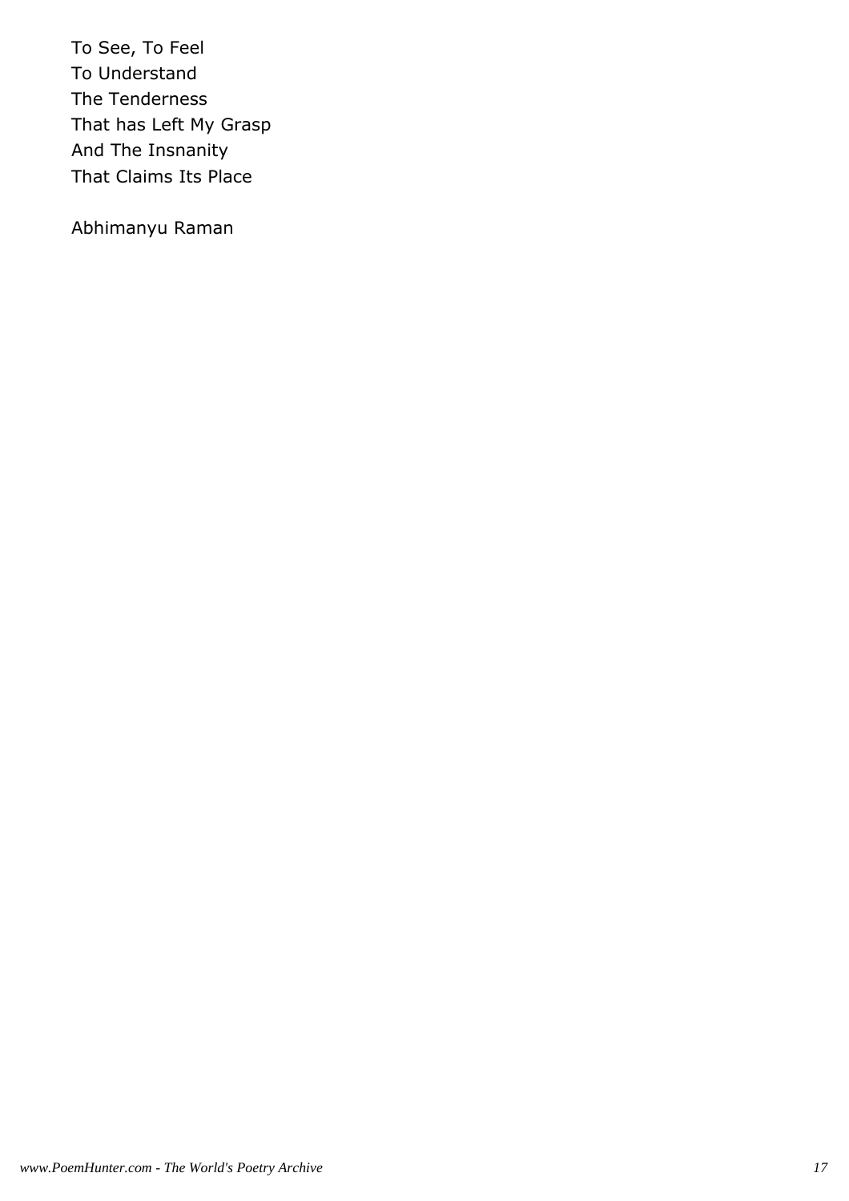To See, To Feel
To Understand
The Tenderness
That has Left My Grasp
And The Insnanity
That Claims Its Place

Abhimanyu Raman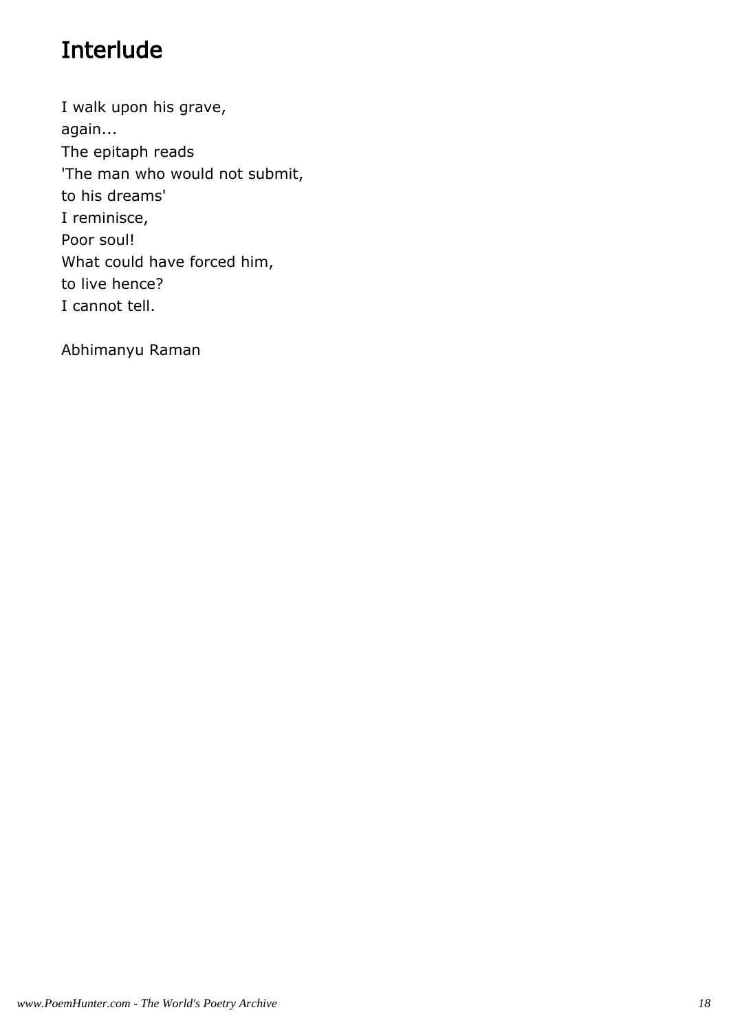# Interlude

I walk upon his grave,  
again...  
The epitaph reads  
'The man who would not submit,  
to his dreams'  
I reminisce,  
Poor soul!  
What could have forced him,  
to live hence?  
I cannot tell.

Abhimanyu Raman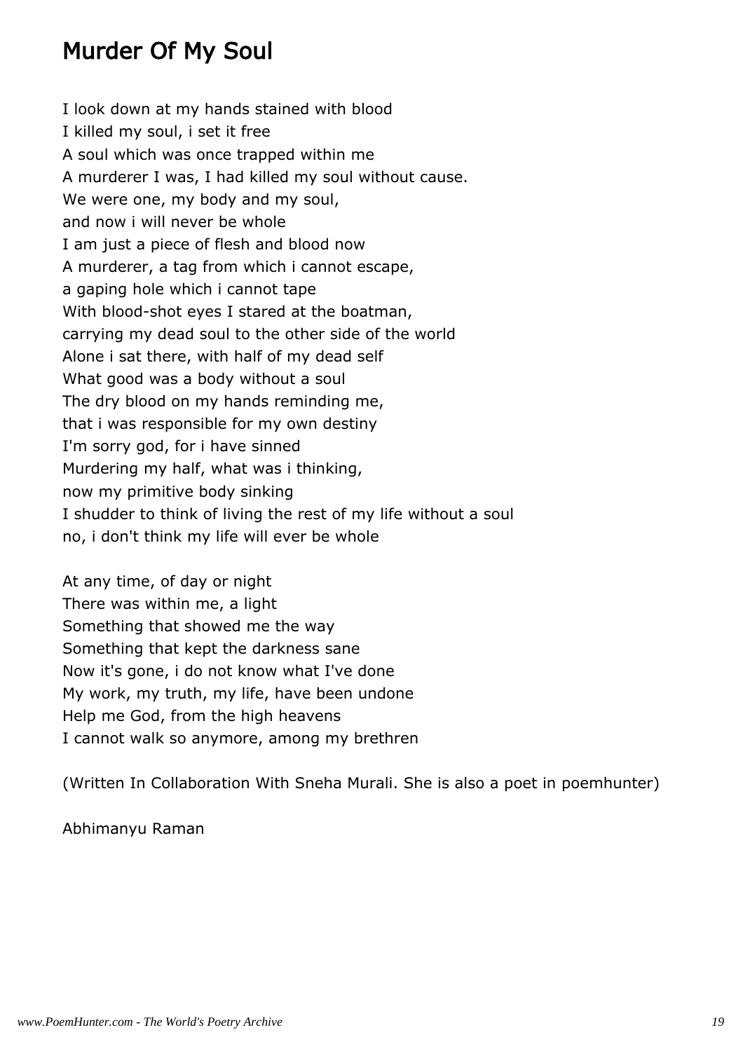# Murder Of My Soul

I look down at my hands stained with blood  
I killed my soul, i set it free  
A soul which was once trapped within me  
A murderer I was, I had killed my soul without cause.  
We were one, my body and my soul,  
and now i will never be whole  
I am just a piece of flesh and blood now  
A murderer, a tag from which i cannot escape,  
a gaping hole which i cannot tape  
With blood-shot eyes I stared at the boatman,  
carrying my dead soul to the other side of the world  
Alone i sat there, with half of my dead self  
What good was a body without a soul  
The dry blood on my hands reminding me,  
that i was responsible for my own destiny  
I'm sorry god, for i have sinned  
Murdering my half, what was i thinking,  
now my primitive body sinking  
I shudder to think of living the rest of my life without a soul  
no, i don't think my life will ever be whole

At any time, of day or night  
There was within me, a light  
Something that showed me the way  
Something that kept the darkness sane  
Now it's gone, i do not know what I've done  
My work, my truth, my life, have been undone  
Help me God, from the high heavens  
I cannot walk so anymore, among my brethren

(Written In Collaboration With Sneha Murali. She is also a poet in poemhunter)

Abhimanyu Raman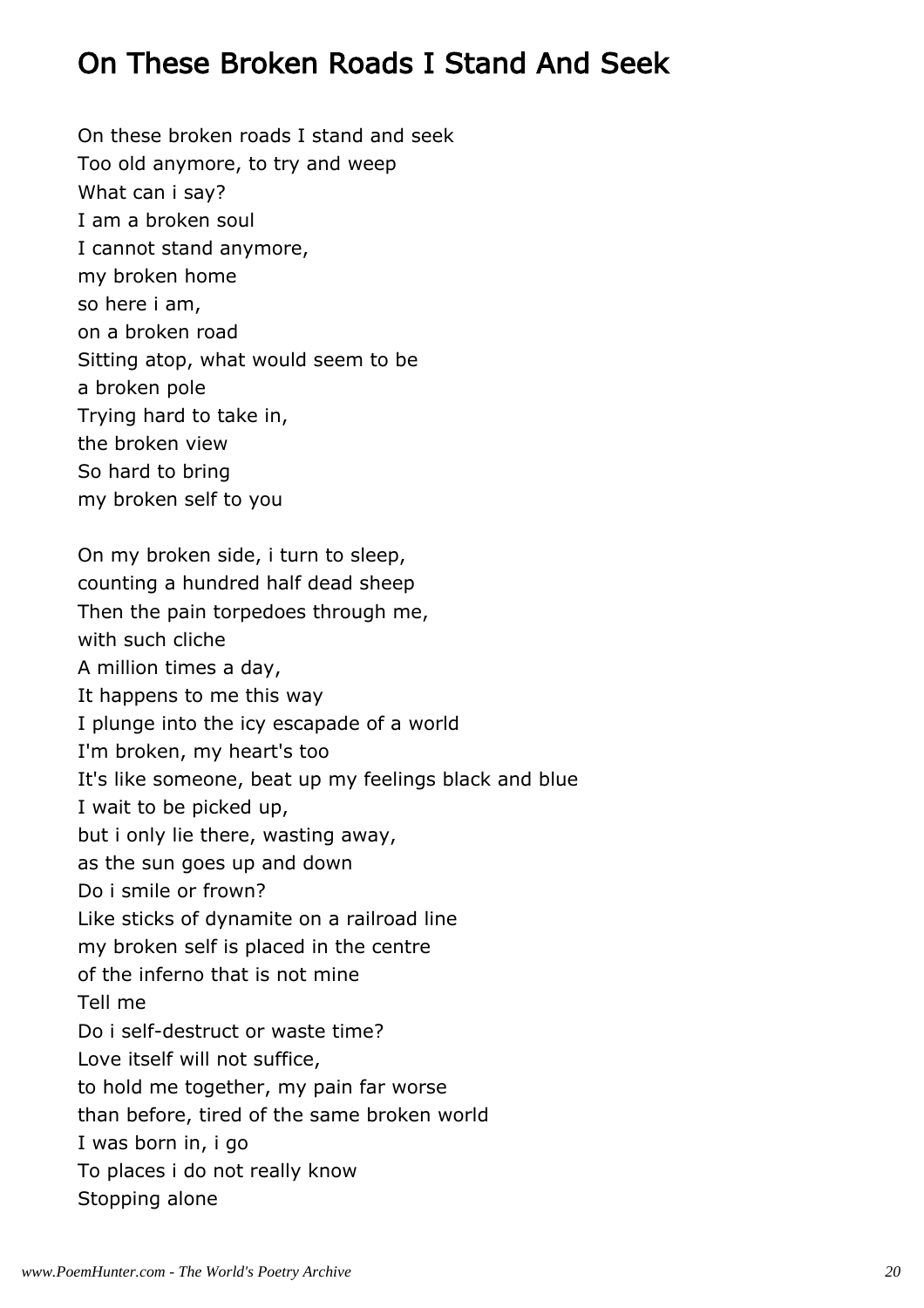## On These Broken Roads I Stand And Seek

On these broken roads I stand and seek
Too old anymore, to try and weep
What can i say?
I am a broken soul
I cannot stand anymore,
my broken home
so here i am,
on a broken road
Sitting atop, what would seem to be
a broken pole
Trying hard to take in,
the broken view
So hard to bring
my broken self to you

On my broken side, i turn to sleep,
counting a hundred half dead sheep
Then the pain torpedoes through me,
with such cliche
A million times a day,
It happens to me this way
I plunge into the icy escapade of a world
I'm broken, my heart's too
It's like someone, beat up my feelings black and blue
I wait to be picked up,
but i only lie there, wasting away,
as the sun goes up and down
Do i smile or frown?
Like sticks of dynamite on a railroad line
my broken self is placed in the centre
of the inferno that is not mine
Tell me
Do i self-destruct or waste time?
Love itself will not suffice,
to hold me together, my pain far worse
than before, tired of the same broken world
I was born in, i go
To places i do not really know
Stopping alone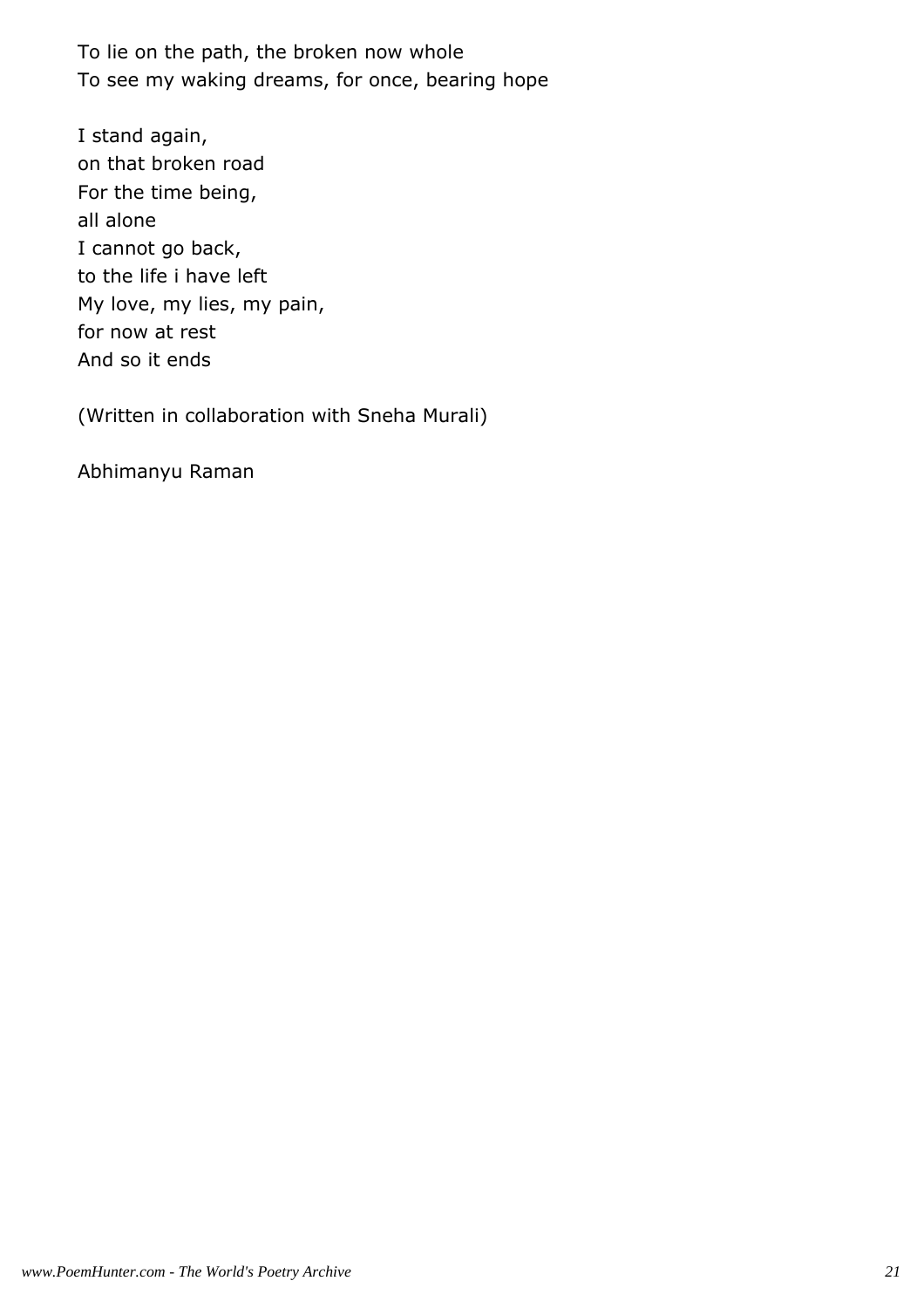To lie on the path, the broken now whole  
To see my waking dreams, for once, bearing hope

I stand again,  
on that broken road  
For the time being,  
all alone  
I cannot go back,  
to the life i have left  
My love, my lies, my pain,  
for now at rest  
And so it ends

(Written in collaboration with Sneha Murali)

Abhimanyu Raman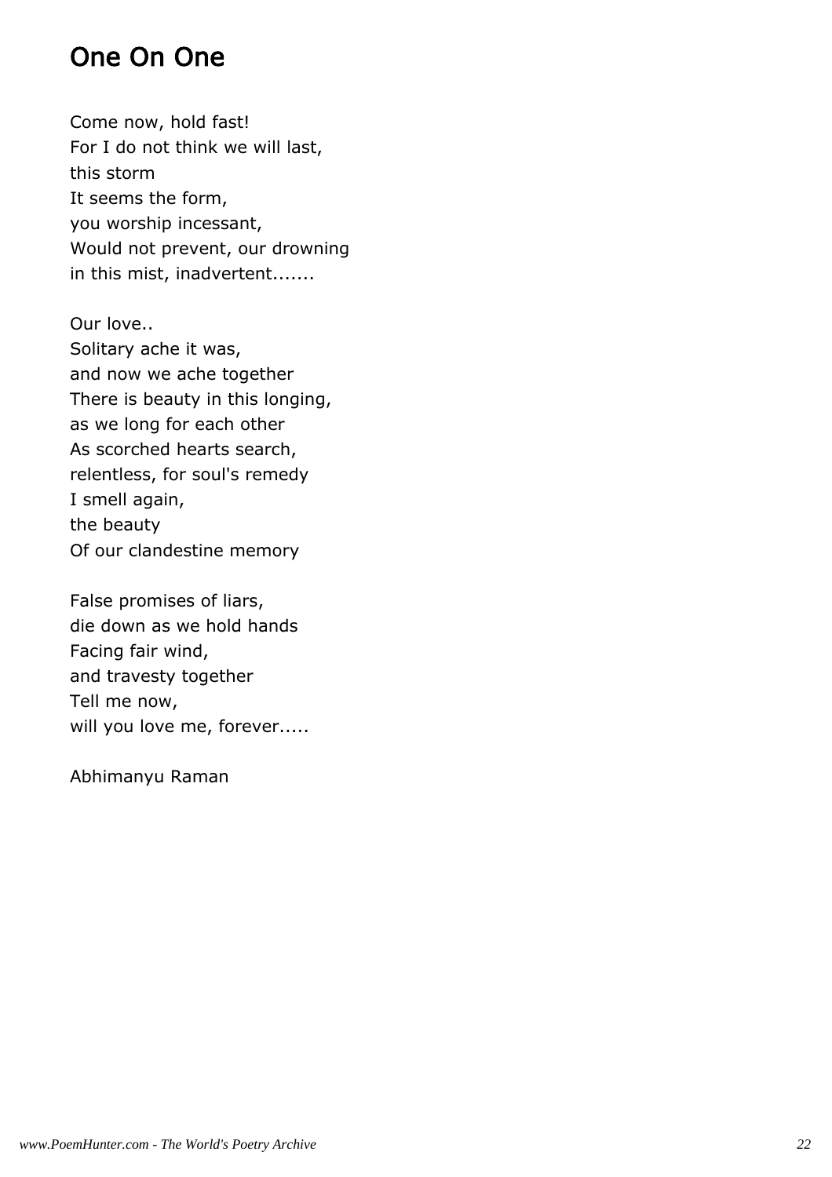# One On One

Come now, hold fast!  
For I do not think we will last,  
this storm  
It seems the form,  
you worship incessant,  
Would not prevent, our drowning  
in this mist, inadvertent.......

Our love..  
Solitary ache it was,  
and now we ache together  
There is beauty in this longing,  
as we long for each other  
As scorched hearts search,  
relentless, for soul's remedy  
I smell again,  
the beauty  
Of our clandestine memory

False promises of liars,  
die down as we hold hands  
Facing fair wind,  
and travesty together  
Tell me now,  
will you love me, forever.....

Abhimanyu Raman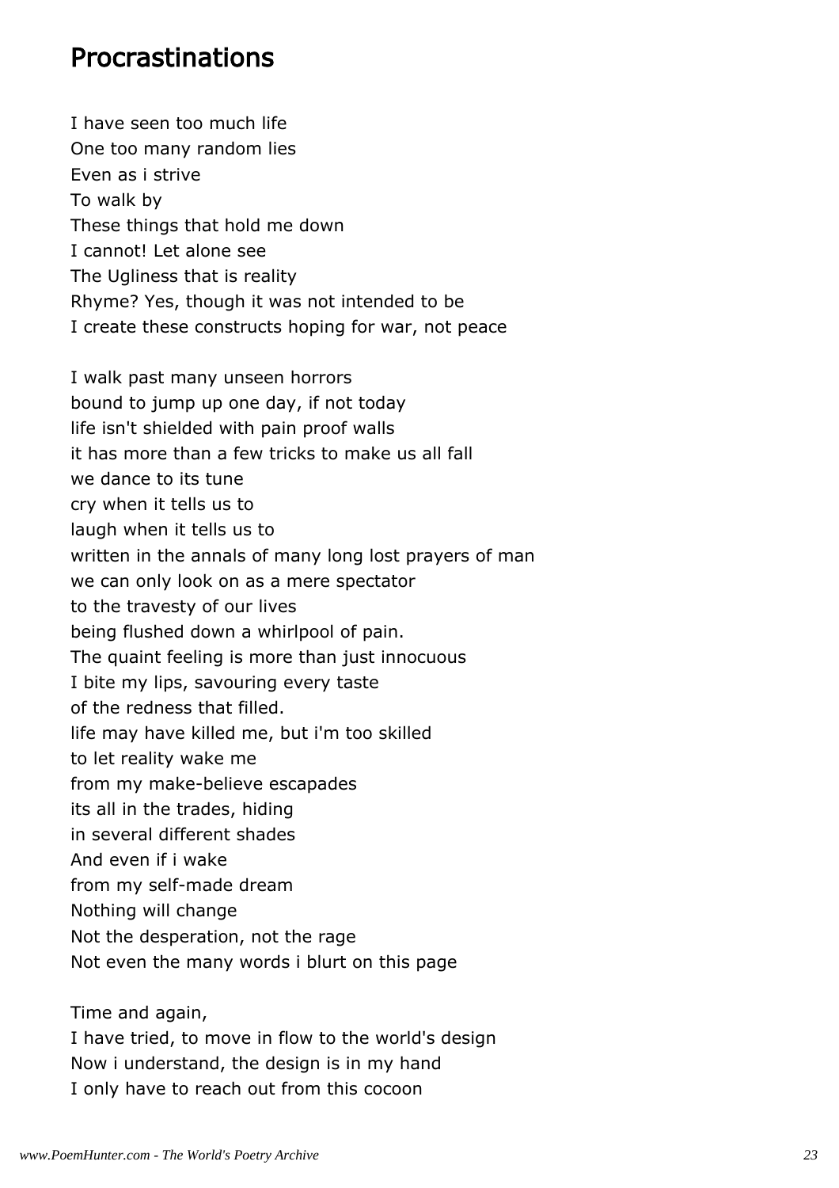## Procrastinations

I have seen too much life
One too many random lies
Even as i strive
To walk by
These things that hold me down
I cannot! Let alone see
The Ugliness that is reality
Rhyme? Yes, though it was not intended to be
I create these constructs hoping for war, not peace

I walk past many unseen horrors
bound to jump up one day, if not today
life isn't shielded with pain proof walls
it has more than a few tricks to make us all fall
we dance to its tune
cry when it tells us to
laugh when it tells us to
written in the annals of many long lost prayers of man
we can only look on as a mere spectator
to the travesty of our lives
being flushed down a whirlpool of pain.
The quaint feeling is more than just innocuous
I bite my lips, savouring every taste
of the redness that filled.
life may have killed me, but i'm too skilled
to let reality wake me
from my make-believe escapades
its all in the trades, hiding
in several different shades
And even if i wake
from my self-made dream
Nothing will change
Not the desperation, not the rage
Not even the many words i blurt on this page

Time and again,
I have tried, to move in flow to the world's design
Now i understand, the design is in my hand
I only have to reach out from this cocoon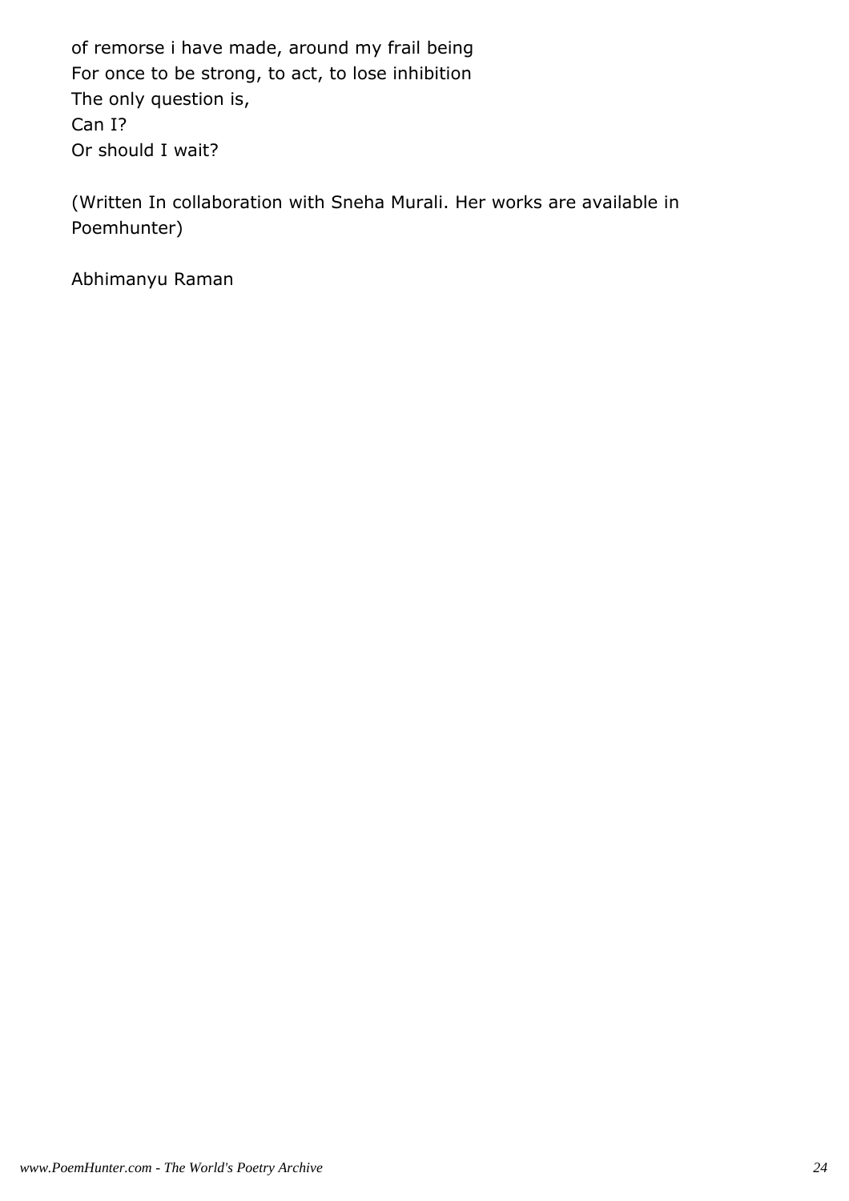of remorse i have made, around my frail being  
For once to be strong, to act, to lose inhibition  
The only question is,  
Can I?  
Or should I wait?

(Written In collaboration with Sneha Murali. Her works are available in Poemhunter)

Abhimanyu Raman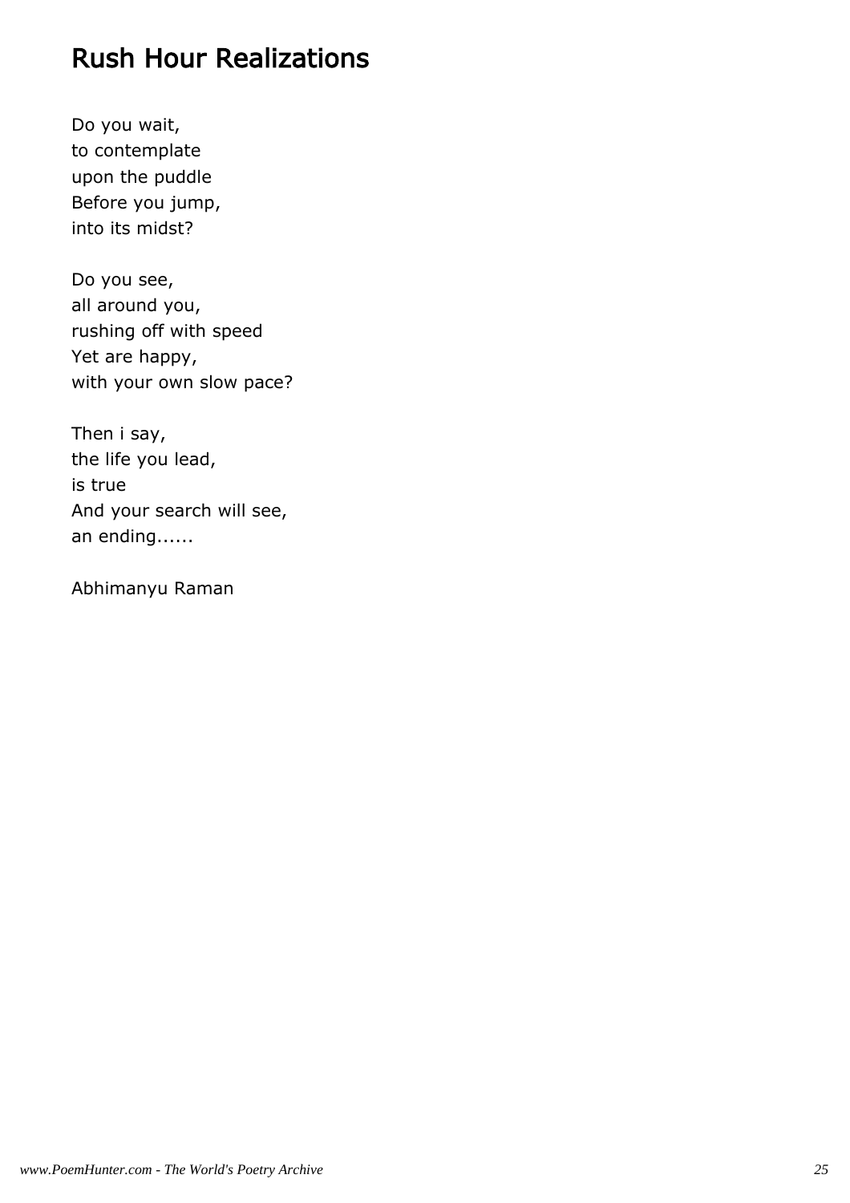## Rush Hour Realizations

Do you wait,  
to contemplate  
upon the puddle  
Before you jump,  
into its midst?

Do you see,  
all around you,  
rushing off with speed  
Yet are happy,  
with your own slow pace?

Then i say,  
the life you lead,  
is true  
And your search will see,  
an ending......

Abhimanyu Raman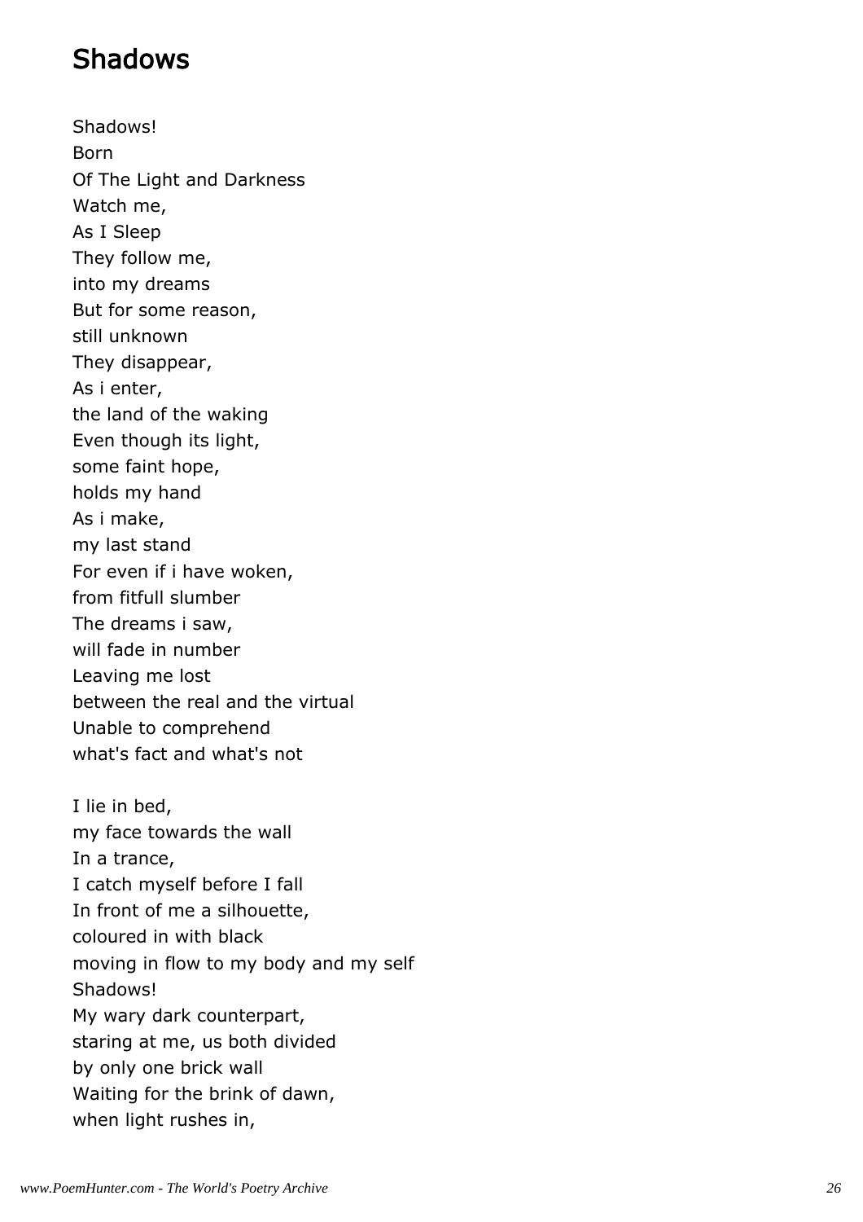# Shadows

Shadows!  
Born  
Of The Light and Darkness  
Watch me,  
As I Sleep  
They follow me,  
into my dreams  
But for some reason,  
still unknown  
They disappear,  
As i enter,  
the land of the waking  
Even though its light,  
some faint hope,  
holds my hand  
As i make,  
my last stand  
For even if i have woken,  
from fitfull slumber  
The dreams i saw,  
will fade in number  
Leaving me lost  
between the real and the virtual  
Unable to comprehend  
what's fact and what's not

I lie in bed,  
my face towards the wall  
In a trance,  
I catch myself before I fall  
In front of me a silhouette,  
coloured in with black  
moving in flow to my body and my self  
Shadows!  
My wary dark counterpart,  
staring at me, us both divided  
by only one brick wall  
Waiting for the brink of dawn,  
when light rushes in,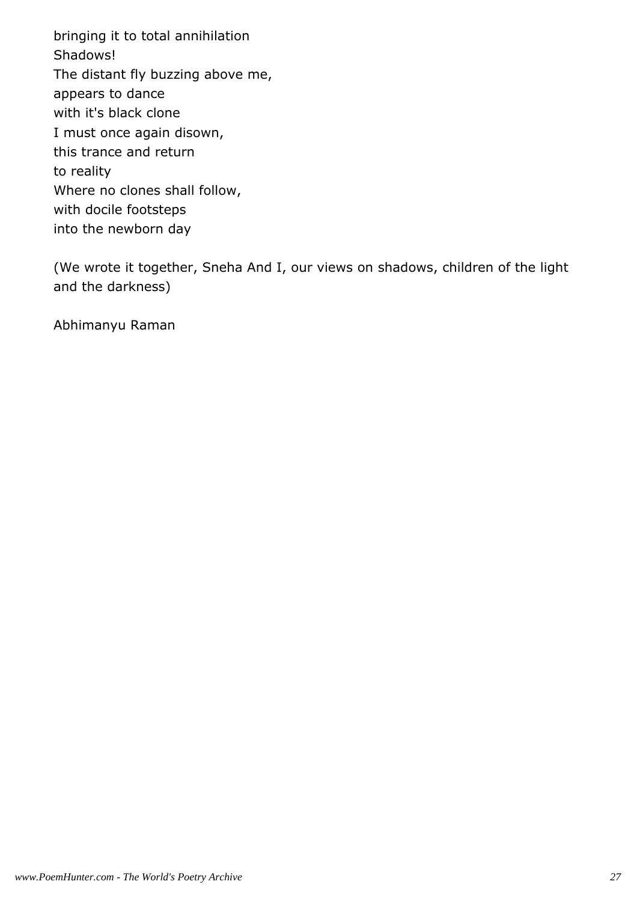bringing it to total annihilation
Shadows!
The distant fly buzzing above me,
appears to dance
with it's black clone
I must once again disown,
this trance and return
to reality
Where no clones shall follow,
with docile footsteps
into the newborn day

(We wrote it together, Sneha And I, our views on shadows, children of the light and the darkness)

Abhimanyu Raman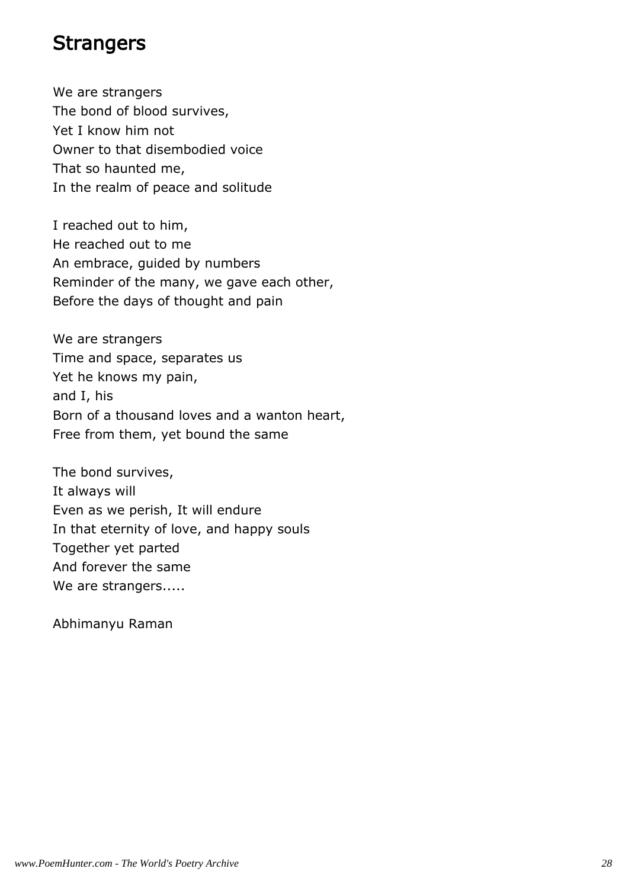## Strangers

We are strangers  
The bond of blood survives,  
Yet I know him not  
Owner to that disembodied voice  
That so haunted me,  
In the realm of peace and solitude

I reached out to him,  
He reached out to me  
An embrace, guided by numbers  
Reminder of the many, we gave each other,  
Before the days of thought and pain

We are strangers  
Time and space, separates us  
Yet he knows my pain,  
and I, his  
Born of a thousand loves and a wanton heart,  
Free from them, yet bound the same

The bond survives,  
It always will  
Even as we perish, It will endure  
In that eternity of love, and happy souls  
Together yet parted  
And forever the same  
We are strangers.....

Abhimanyu Raman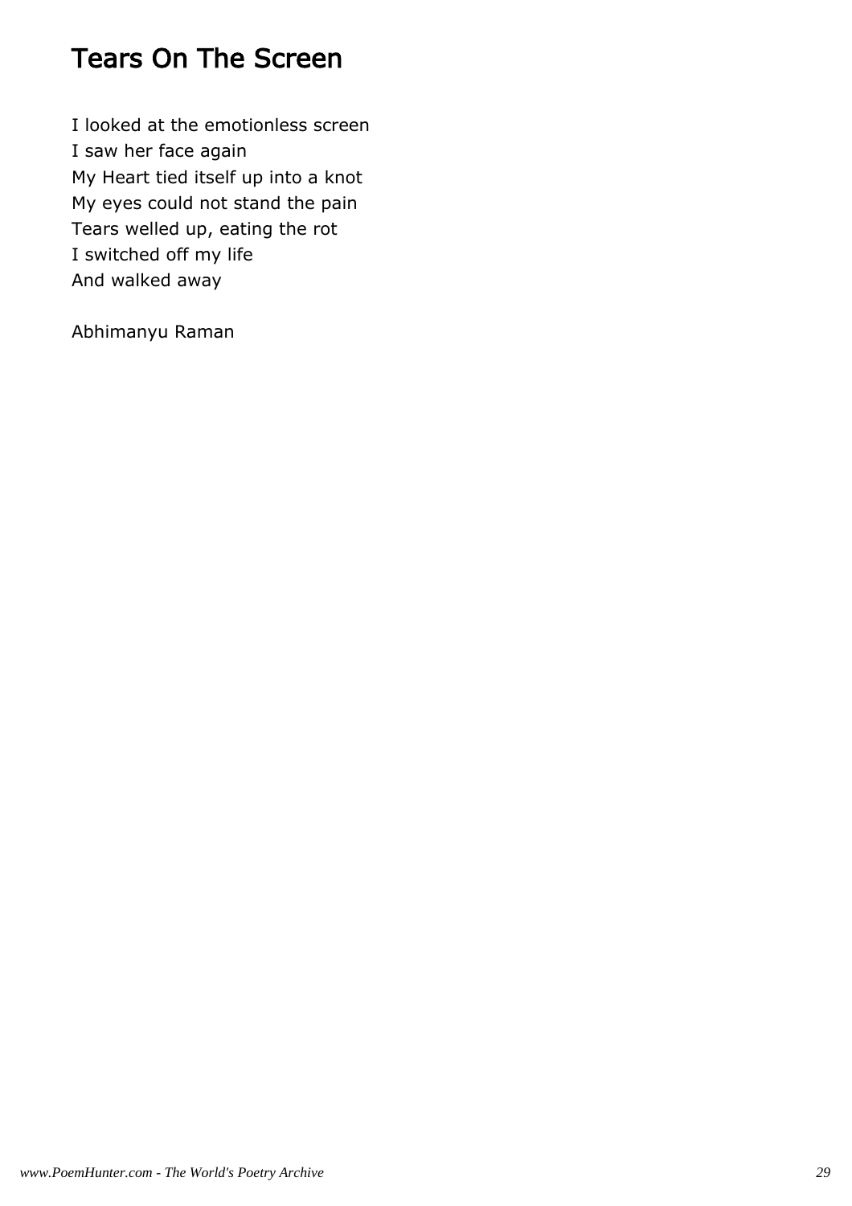# Tears On The Screen

I looked at the emotionless screen  
I saw her face again  
My Heart tied itself up into a knot  
My eyes could not stand the pain  
Tears welled up, eating the rot  
I switched off my life  
And walked away

Abhimanyu Raman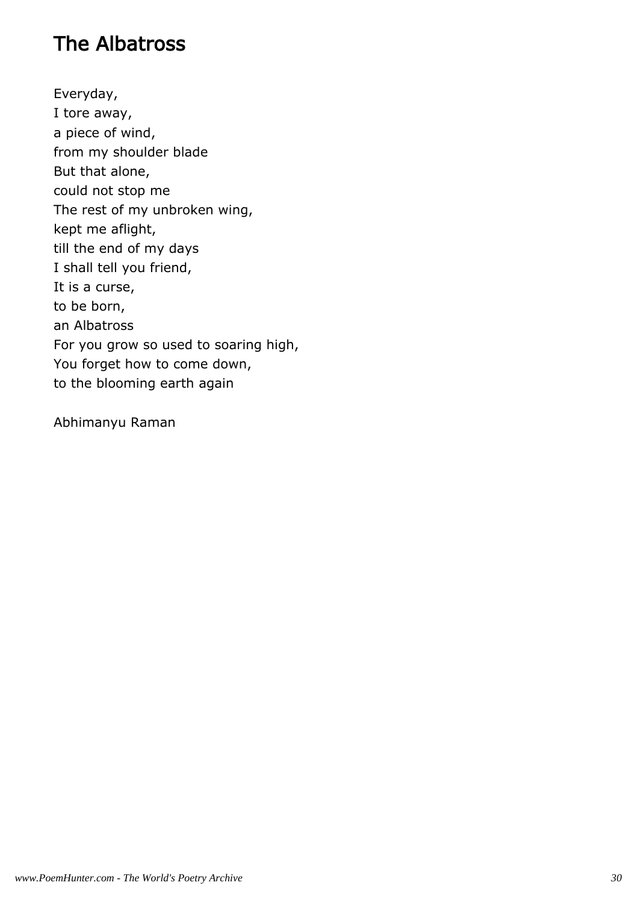## The Albatross

Everyday,
I tore away,
a piece of wind,
from my shoulder blade
But that alone,
could not stop me
The rest of my unbroken wing,
kept me aflight,
till the end of my days
I shall tell you friend,
It is a curse,
to be born,
an Albatross
For you grow so used to soaring high,
You forget how to come down,
to the blooming earth again

Abhimanyu Raman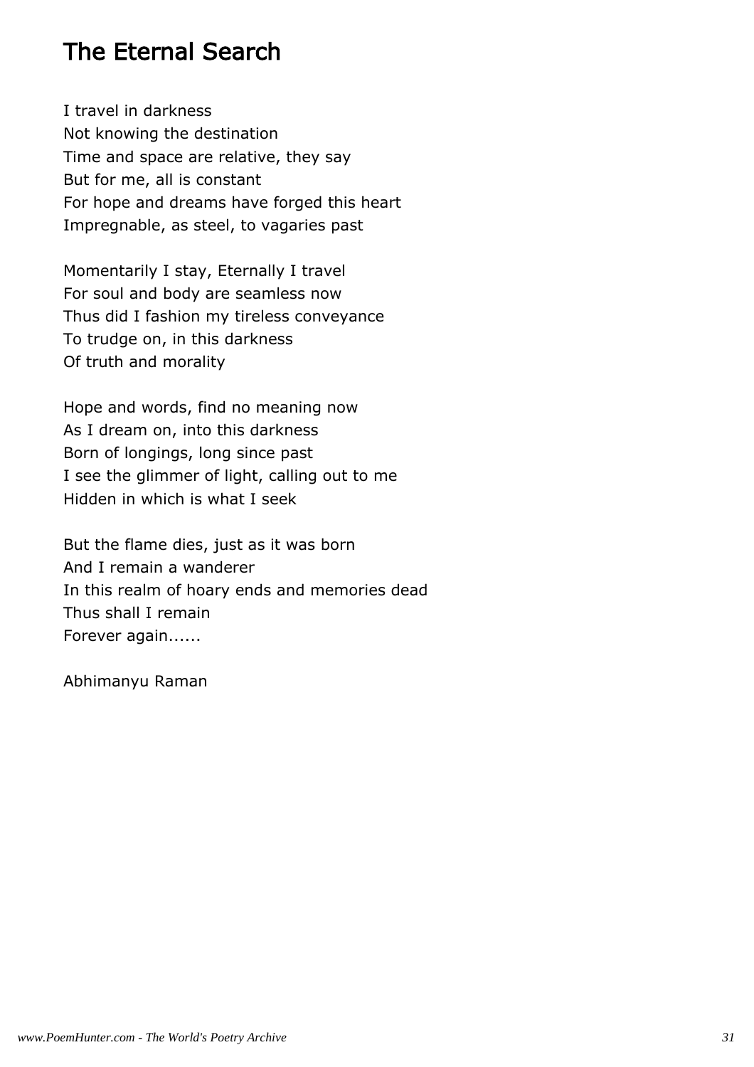# The Eternal Search

I travel in darkness
Not knowing the destination
Time and space are relative, they say
But for me, all is constant
For hope and dreams have forged this heart
Impregnable, as steel, to vagaries past

Momentarily I stay, Eternally I travel
For soul and body are seamless now
Thus did I fashion my tireless conveyance
To trudge on, in this darkness
Of truth and morality

Hope and words, find no meaning now
As I dream on, into this darkness
Born of longings, long since past
I see the glimmer of light, calling out to me
Hidden in which is what I seek

But the flame dies, just as it was born
And I remain a wanderer
In this realm of hoary ends and memories dead
Thus shall I remain
Forever again......

Abhimanyu Raman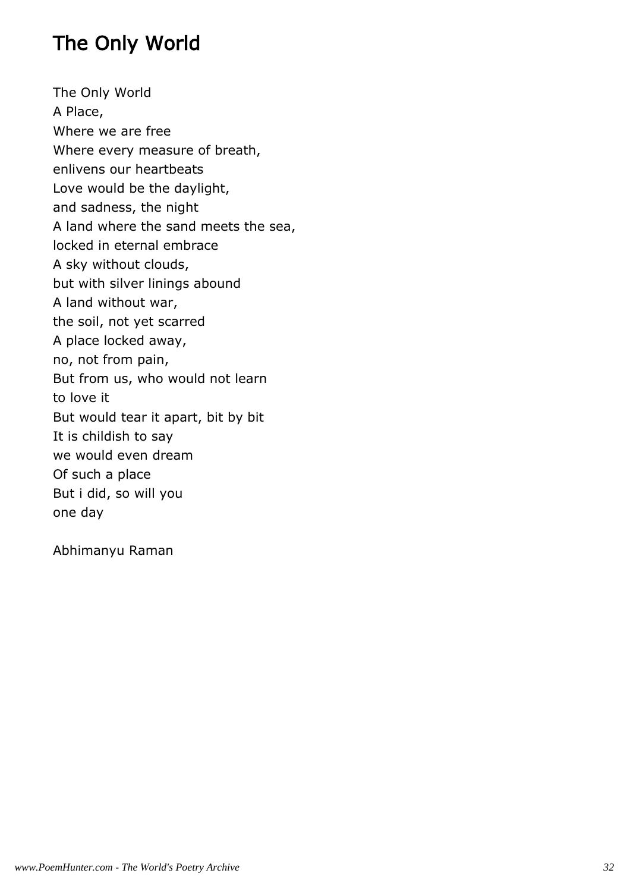# The Only World

The Only World
A Place,
Where we are free
Where every measure of breath,
enlivens our heartbeats
Love would be the daylight,
and sadness, the night
A land where the sand meets the sea,
locked in eternal embrace
A sky without clouds,
but with silver linings abound
A land without war,
the soil, not yet scarred
A place locked away,
no, not from pain,
But from us, who would not learn
to love it
But would tear it apart, bit by bit
It is childish to say
we would even dream
Of such a place
But i did, so will you
one day

Abhimanyu Raman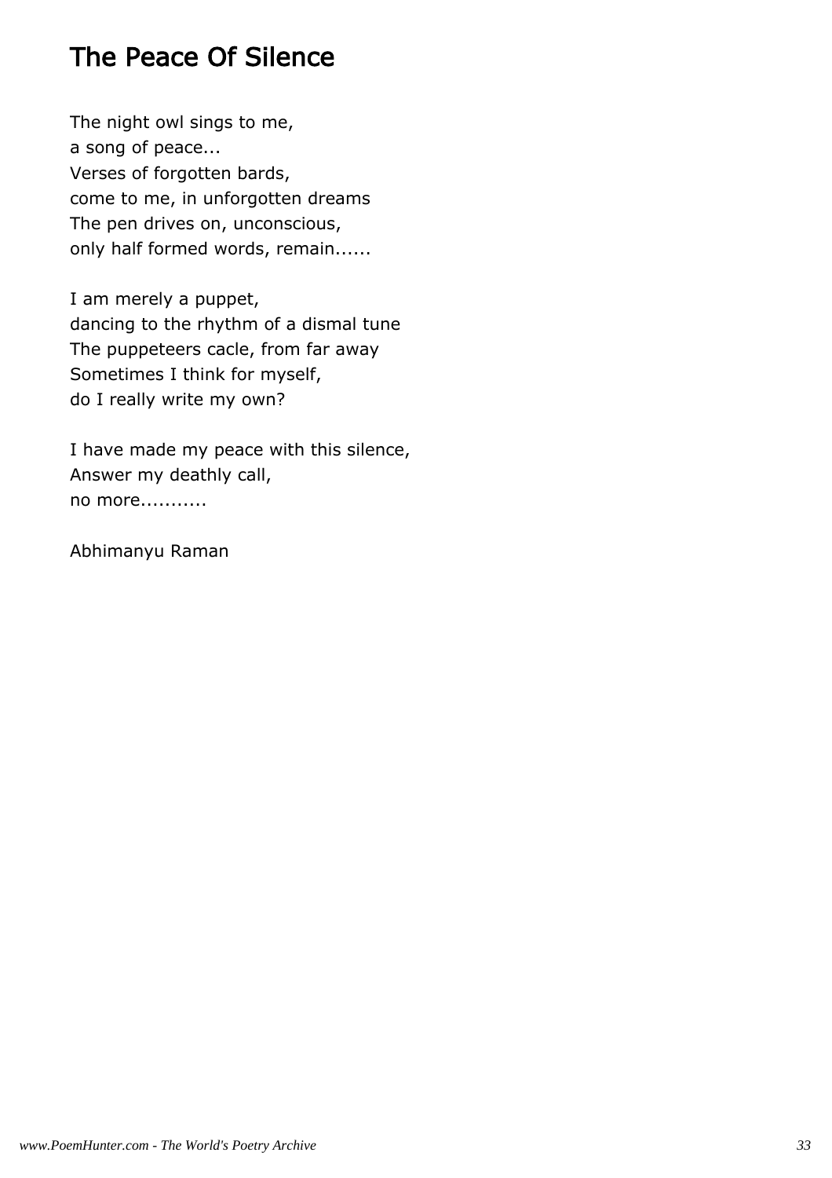# The Peace Of Silence

The night owl sings to me,
a song of peace...
Verses of forgotten bards,
come to me, in unforgotten dreams
The pen drives on, unconscious,
only half formed words, remain......

I am merely a puppet,
dancing to the rhythm of a dismal tune
The puppeteers cacle, from far away
Sometimes I think for myself,
do I really write my own?

I have made my peace with this silence,
Answer my deathly call,
no more...........

Abhimanyu Raman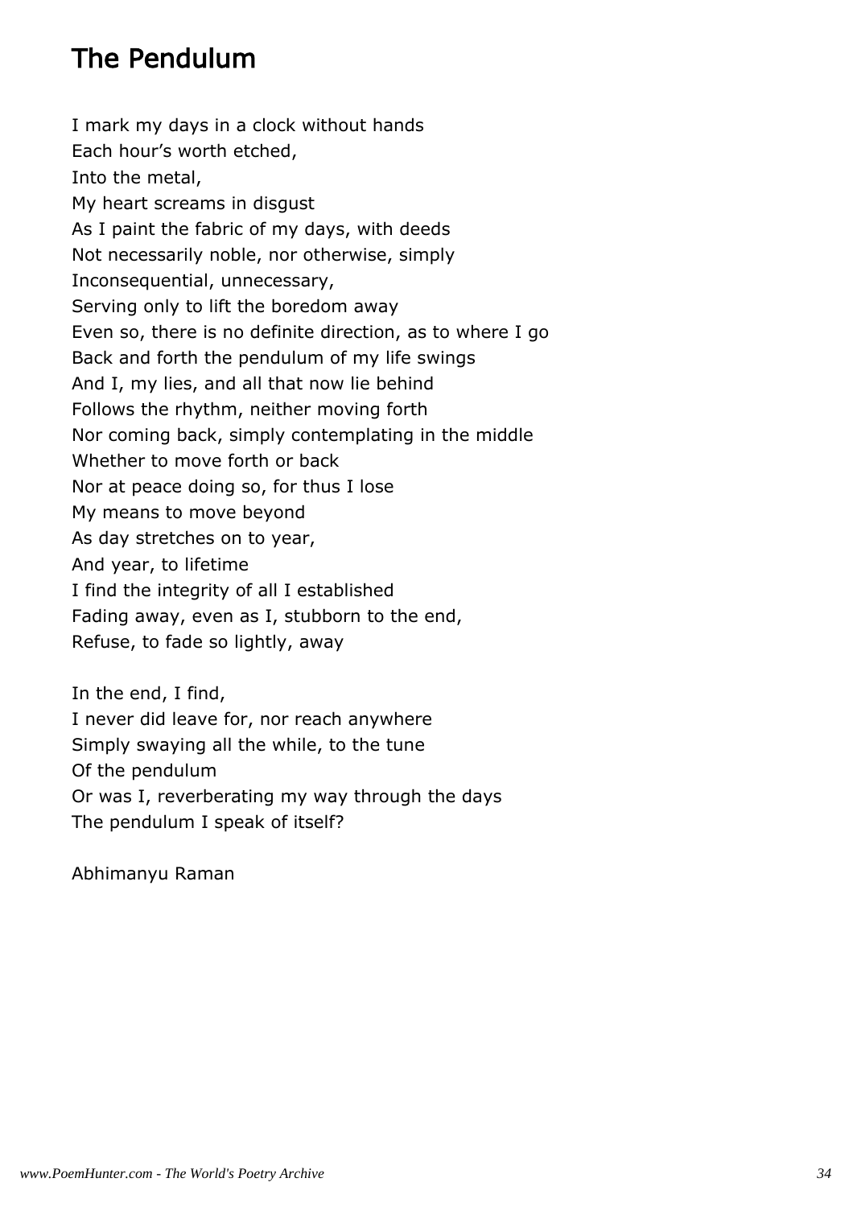# The Pendulum

I mark my days in a clock without hands  
Each hour's worth etched,  
Into the metal,  
My heart screams in disgust  
As I paint the fabric of my days, with deeds  
Not necessarily noble, nor otherwise, simply  
Inconsequential, unnecessary,  
Serving only to lift the boredom away  
Even so, there is no definite direction, as to where I go  
Back and forth the pendulum of my life swings  
And I, my lies, and all that now lie behind  
Follows the rhythm, neither moving forth  
Nor coming back, simply contemplating in the middle  
Whether to move forth or back  
Nor at peace doing so, for thus I lose  
My means to move beyond  
As day stretches on to year,  
And year, to lifetime  
I find the integrity of all I established  
Fading away, even as I, stubborn to the end,  
Refuse, to fade so lightly, away

In the end, I find,  
I never did leave for, nor reach anywhere  
Simply swaying all the while, to the tune  
Of the pendulum  
Or was I, reverberating my way through the days  
The pendulum I speak of itself?

Abhimanyu Raman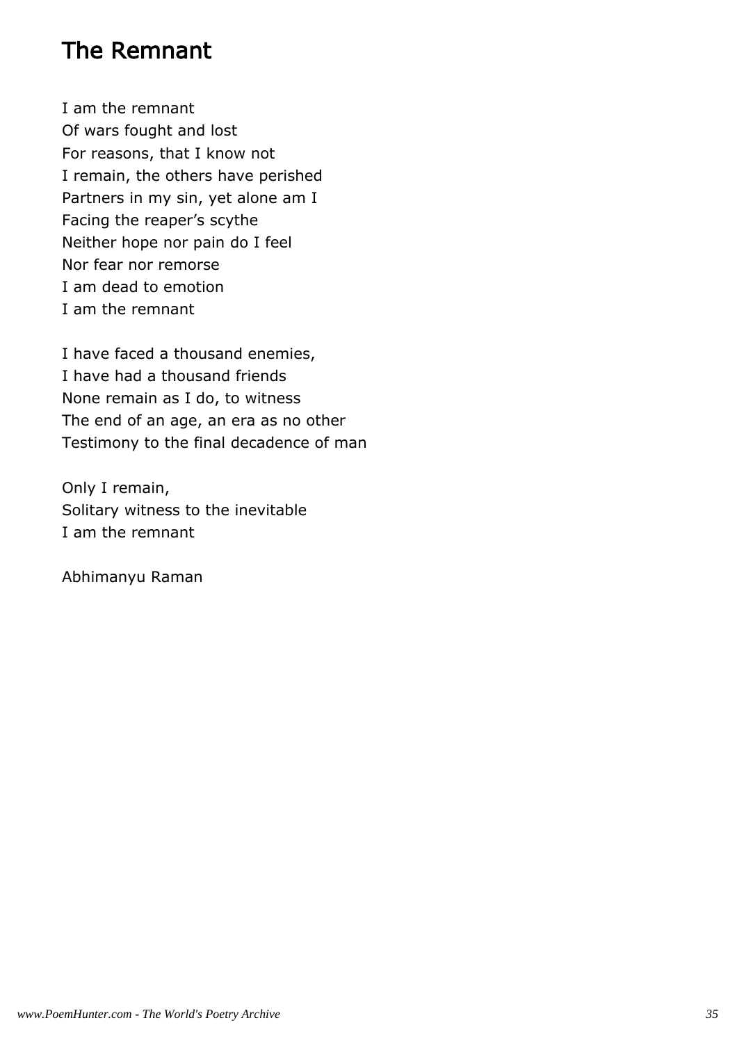# The Remnant

I am the remnant  
Of wars fought and lost  
For reasons, that I know not  
I remain, the others have perished  
Partners in my sin, yet alone am I  
Facing the reaper's scythe  
Neither hope nor pain do I feel  
Nor fear nor remorse  
I am dead to emotion  
I am the remnant

I have faced a thousand enemies,  
I have had a thousand friends  
None remain as I do, to witness  
The end of an age, an era as no other  
Testimony to the final decadence of man

Only I remain,  
Solitary witness to the inevitable  
I am the remnant

Abhimanyu Raman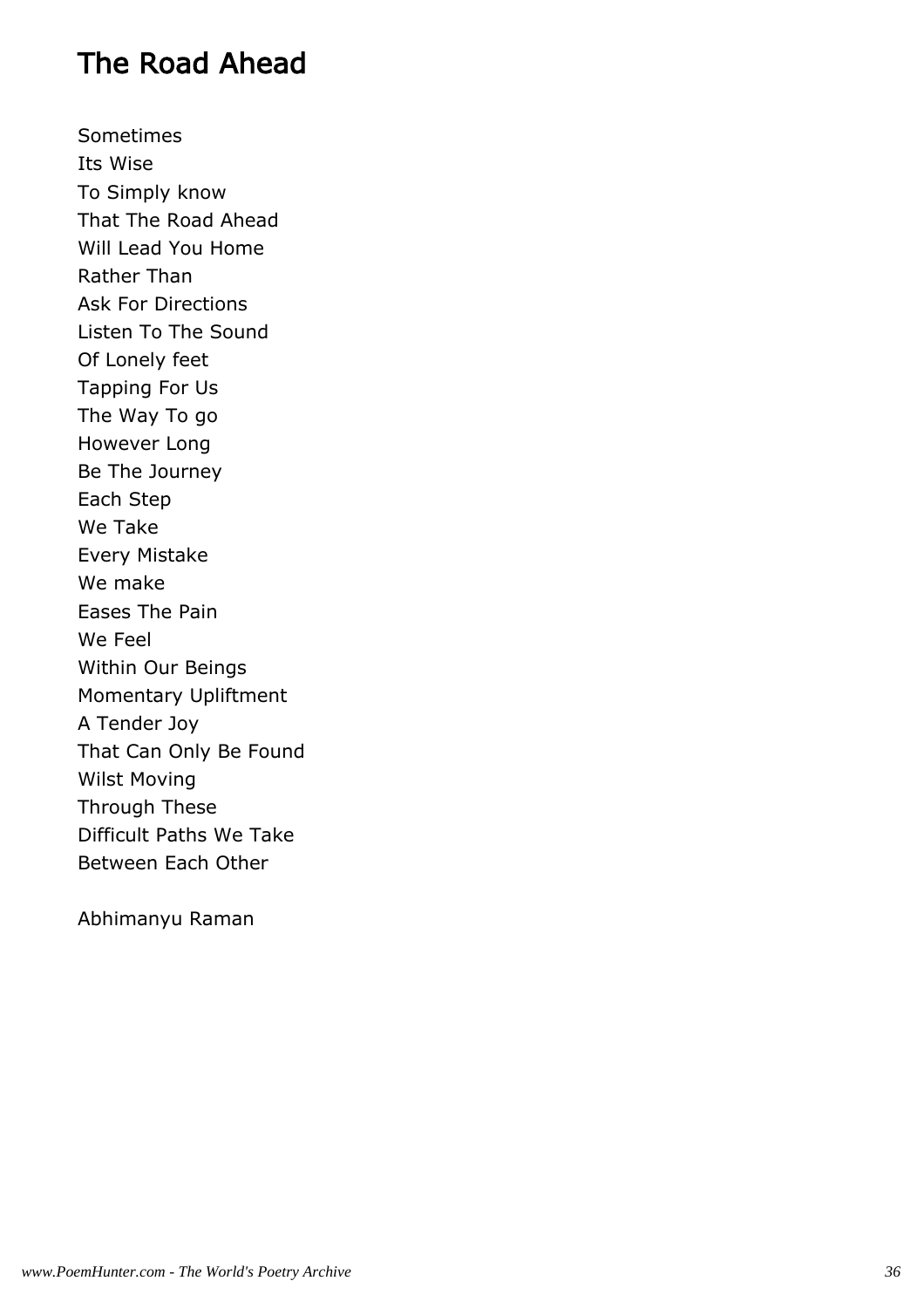# The Road Ahead

Sometimes  
Its Wise  
To Simply know  
That The Road Ahead  
Will Lead You Home  
Rather Than  
Ask For Directions  
Listen To The Sound  
Of Lonely feet  
Tapping For Us  
The Way To go  
However Long  
Be The Journey  
Each Step  
We Take  
Every Mistake  
We make  
Eases The Pain  
We Feel  
Within Our Beings  
Momentary Upliftment  
A Tender Joy  
That Can Only Be Found  
Wilst Moving  
Through These  
Difficult Paths We Take  
Between Each Other

Abhimanyu Raman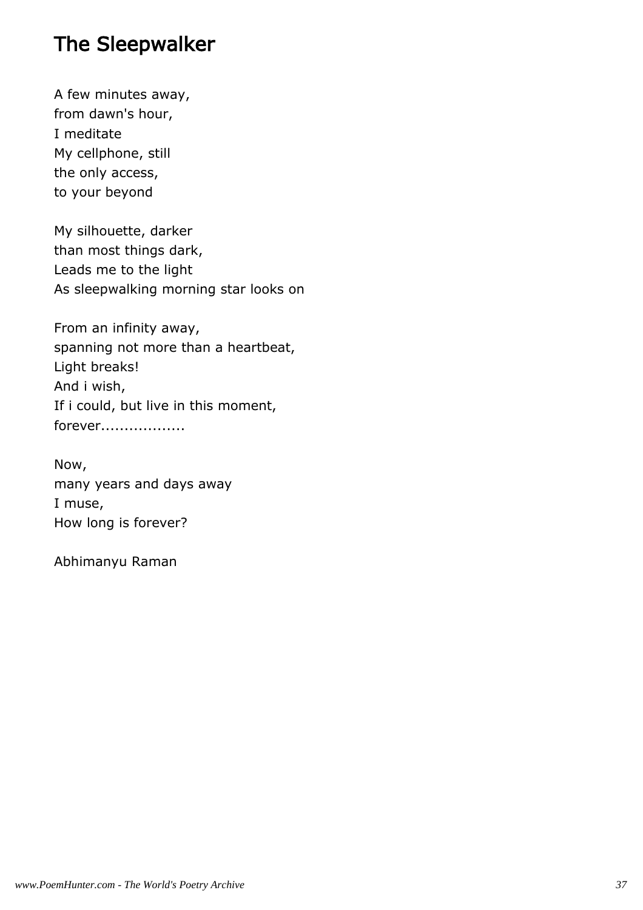# The Sleepwalker

A few minutes away,  
from dawn's hour,  
I meditate  
My cellphone, still  
the only access,  
to your beyond

My silhouette, darker  
than most things dark,  
Leads me to the light  
As sleepwalking morning star looks on

From an infinity away,  
spanning not more than a heartbeat,  
Light breaks!  
And i wish,  
If i could, but live in this moment,  
forever.................

Now,  
many years and days away  
I muse,  
How long is forever?

Abhimanyu Raman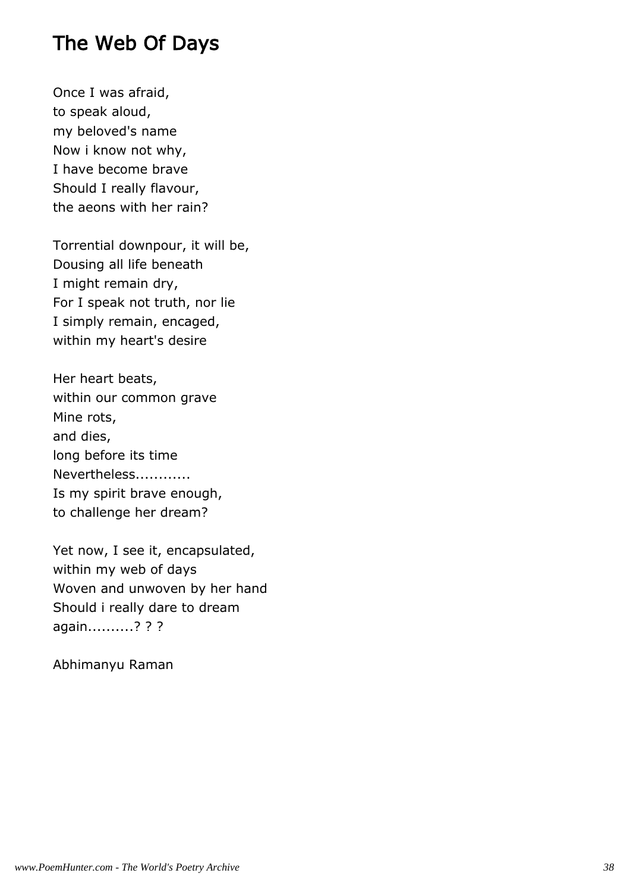# The Web Of Days

Once I was afraid,  
to speak aloud,  
my beloved's name  
Now i know not why,  
I have become brave  
Should I really flavour,  
the aeons with her rain?

Torrential downpour, it will be,  
Dousing all life beneath  
I might remain dry,  
For I speak not truth, nor lie  
I simply remain, encaged,  
within my heart's desire

Her heart beats,  
within our common grave  
Mine rots,  
and dies,  
long before its time  
Nevertheless............  
Is my spirit brave enough,  
to challenge her dream?

Yet now, I see it, encapsulated,  
within my web of days  
Woven and unwoven by her hand  
Should i really dare to dream  
again..........? ? ?

Abhimanyu Raman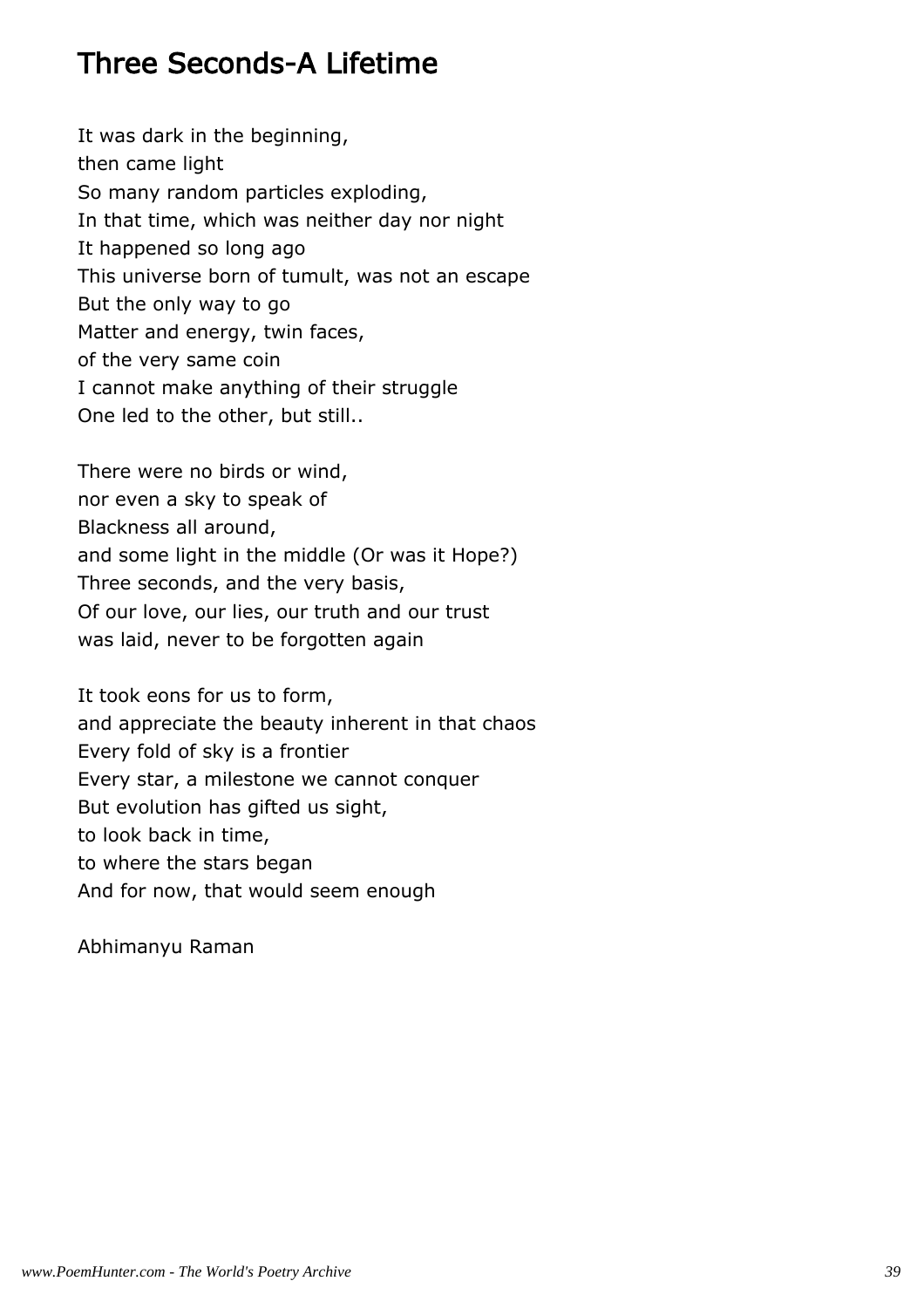# Three Seconds-A Lifetime

It was dark in the beginning,
then came light
So many random particles exploding,
In that time, which was neither day nor night
It happened so long ago
This universe born of tumult, was not an escape
But the only way to go
Matter and energy, twin faces,
of the very same coin
I cannot make anything of their struggle
One led to the other, but still..

There were no birds or wind,
nor even a sky to speak of
Blackness all around,
and some light in the middle (Or was it Hope?)
Three seconds, and the very basis,
Of our love, our lies, our truth and our trust
was laid, never to be forgotten again

It took eons for us to form,
and appreciate the beauty inherent in that chaos
Every fold of sky is a frontier
Every star, a milestone we cannot conquer
But evolution has gifted us sight,
to look back in time,
to where the stars began
And for now, that would seem enough

Abhimanyu Raman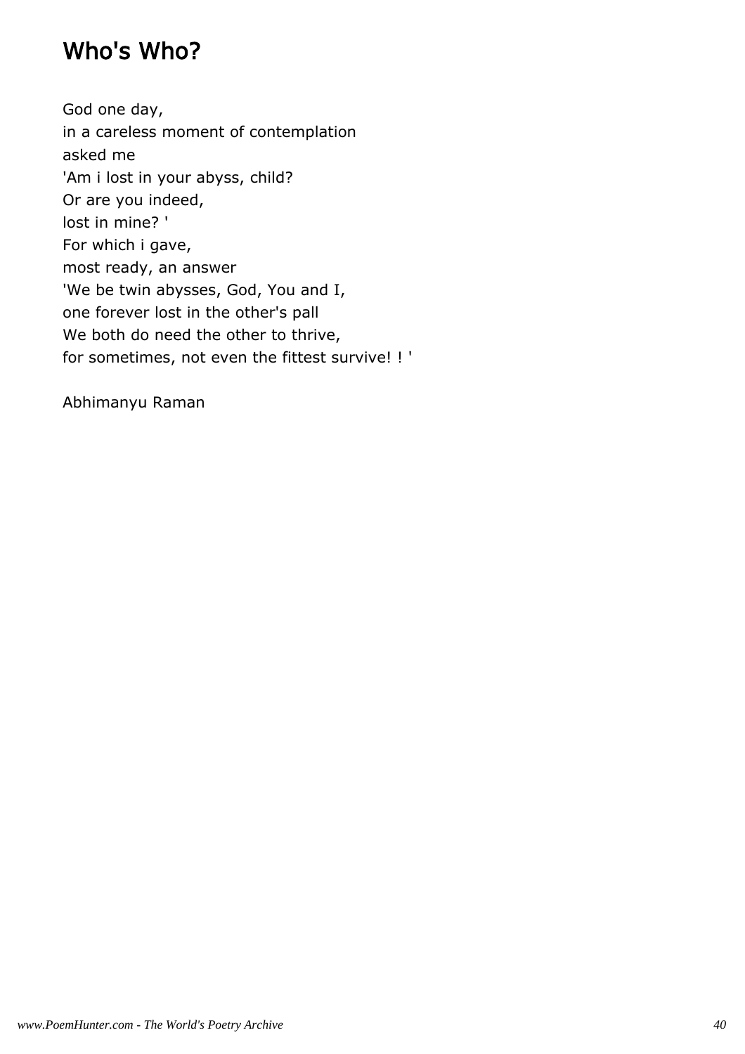# Who's Who?

God one day,
in a careless moment of contemplation
asked me
'Am i lost in your abyss, child?
Or are you indeed,
lost in mine? '
For which i gave,
most ready, an answer
'We be twin abysses, God, You and I,
one forever lost in the other's pall
We both do need the other to thrive,
for sometimes, not even the fittest survive! ! '

Abhimanyu Raman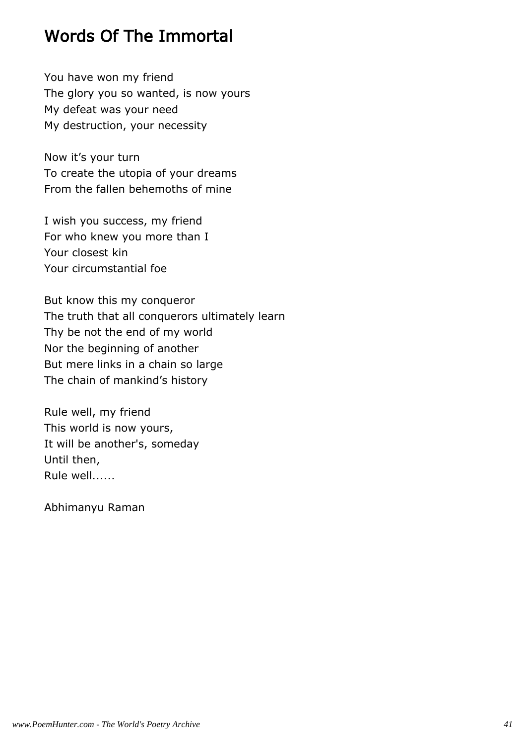# Words Of The Immortal

You have won my friend
The glory you so wanted, is now yours
My defeat was your need
My destruction, your necessity

Now it’s your turn
To create the utopia of your dreams
From the fallen behemoths of mine

I wish you success, my friend
For who knew you more than I
Your closest kin
Your circumstantial foe

But know this my conqueror
The truth that all conquerors ultimately learn
Thy be not the end of my world
Nor the beginning of another
But mere links in a chain so large
The chain of mankind’s history

Rule well, my friend
This world is now yours,
It will be another's, someday
Until then,
Rule well......

Abhimanyu Raman